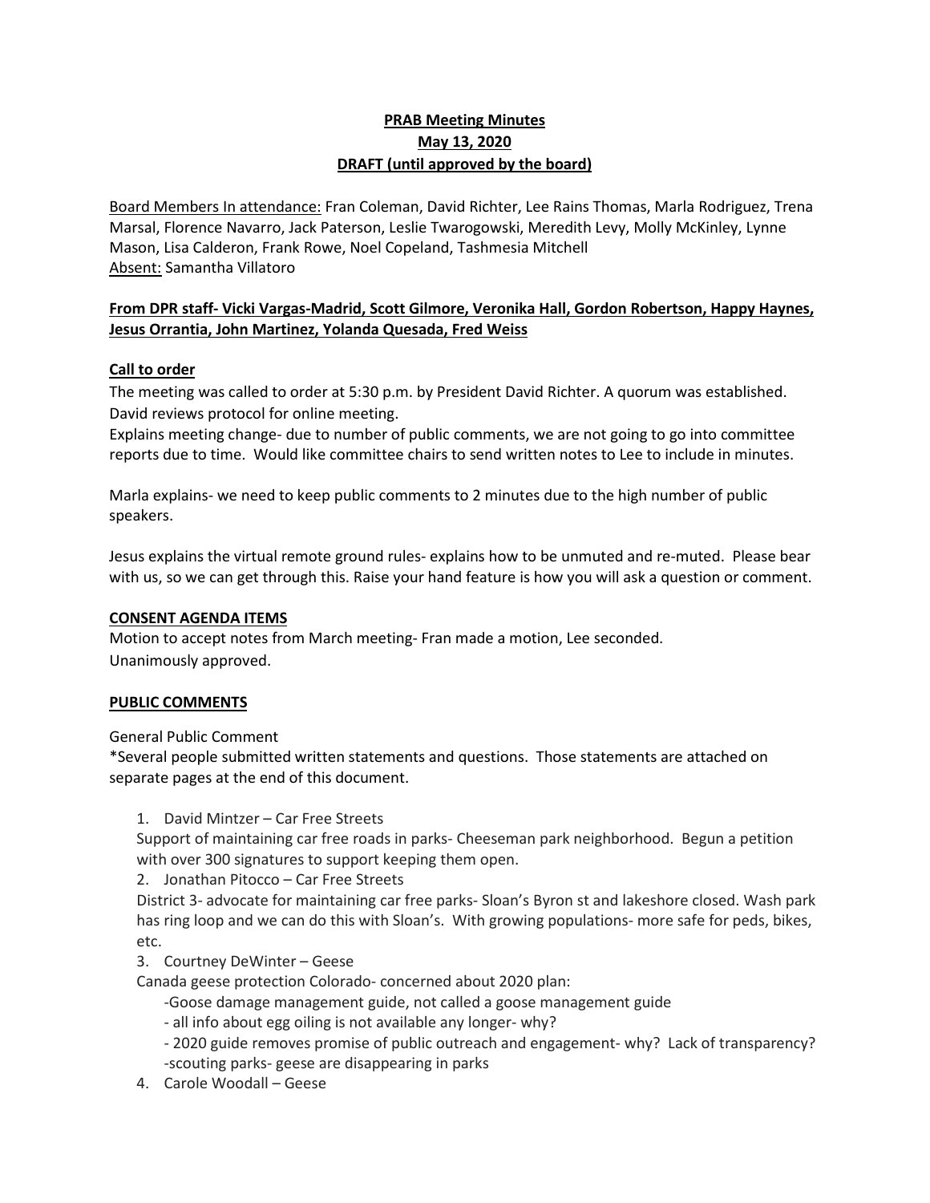**PRAB Meeting Minutes**
**May 13, 2020**
**DRAFT (until approved by the board)**

Board Members In attendance: Fran Coleman, David Richter, Lee Rains Thomas, Marla Rodriguez, Trena Marsal, Florence Navarro, Jack Paterson, Leslie Twarogowski, Meredith Levy, Molly McKinley, Lynne Mason, Lisa Calderon, Frank Rowe, Noel Copeland, Tashmesia Mitchell
Absent: Samantha Villatoro

**From DPR staff- Vicki Vargas-Madrid, Scott Gilmore, Veronika Hall, Gordon Robertson, Happy Haynes, Jesus Orrantia, John Martinez, Yolanda Quesada, Fred Weiss**

**Call to order**

The meeting was called to order at 5:30 p.m. by President David Richter. A quorum was established. David reviews protocol for online meeting.
Explains meeting change- due to number of public comments, we are not going to go into committee reports due to time. Would like committee chairs to send written notes to Lee to include in minutes.

Marla explains- we need to keep public comments to 2 minutes due to the high number of public speakers.

Jesus explains the virtual remote ground rules- explains how to be unmuted and re-muted. Please bear with us, so we can get through this. Raise your hand feature is how you will ask a question or comment.

**CONSENT AGENDA ITEMS**

Motion to accept notes from March meeting- Fran made a motion, Lee seconded.
Unanimously approved.

**PUBLIC COMMENTS**

General Public Comment
*Several people submitted written statements and questions. Those statements are attached on separate pages at the end of this document.

1. David Mintzer – Car Free Streets
   Support of maintaining car free roads in parks- Cheeseman park neighborhood. Begun a petition with over 300 signatures to support keeping them open.
2. Jonathan Pitocco – Car Free Streets
   District 3- advocate for maintaining car free parks- Sloan's Byron st and lakeshore closed. Wash park has ring loop and we can do this with Sloan's. With growing populations- more safe for peds, bikes, etc.
3. Courtney DeWinter – Geese
   Canada geese protection Colorado- concerned about 2020 plan:
   - Goose damage management guide, not called a goose management guide
   - all info about egg oiling is not available any longer- why?
   - 2020 guide removes promise of public outreach and engagement- why? Lack of transparency?
   - scouting parks- geese are disappearing in parks
4. Carole Woodall – Geese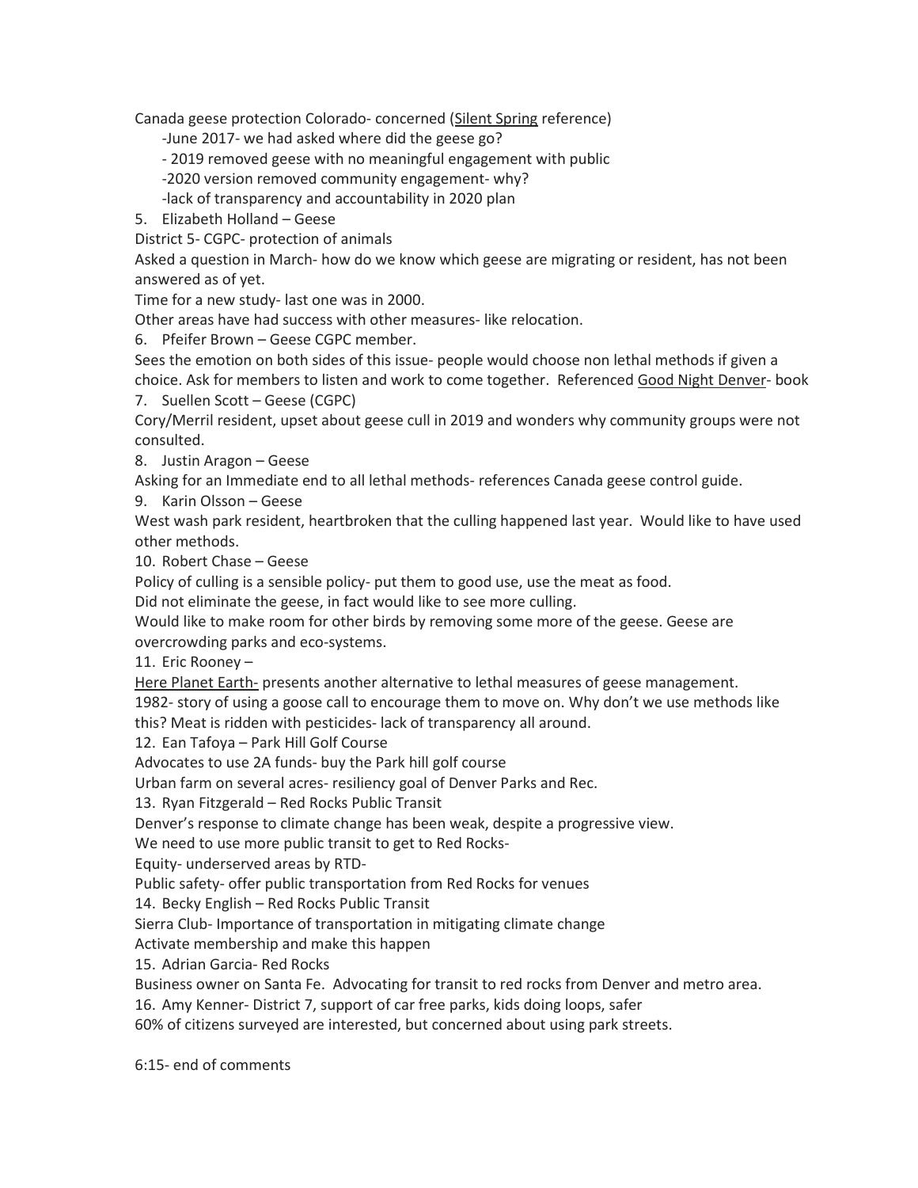Canada geese protection Colorado- concerned (Silent Spring reference)

-June 2017- we had asked where did the geese go?

- 2019 removed geese with no meaningful engagement with public

-2020 version removed community engagement- why?

-lack of transparency and accountability in 2020 plan

5. Elizabeth Holland – Geese

District 5- CGPC- protection of animals

Asked a question in March- how do we know which geese are migrating or resident, has not been answered as of yet.

Time for a new study- last one was in 2000.

Other areas have had success with other measures- like relocation.

6. Pfeifer Brown – Geese CGPC member.

Sees the emotion on both sides of this issue- people would choose non lethal methods if given a choice. Ask for members to listen and work to come together. Referenced Good Night Denver- book

7. Suellen Scott – Geese (CGPC)

Cory/Merril resident, upset about geese cull in 2019 and wonders why community groups were not consulted.

8. Justin Aragon – Geese

Asking for an Immediate end to all lethal methods- references Canada geese control guide.

9. Karin Olsson – Geese

West wash park resident, heartbroken that the culling happened last year. Would like to have used other methods.

10. Robert Chase – Geese

Policy of culling is a sensible policy- put them to good use, use the meat as food.

Did not eliminate the geese, in fact would like to see more culling.

Would like to make room for other birds by removing some more of the geese. Geese are overcrowding parks and eco-systems.

11. Eric Rooney –

Here Planet Earth- presents another alternative to lethal measures of geese management.

1982- story of using a goose call to encourage them to move on. Why don't we use methods like this? Meat is ridden with pesticides- lack of transparency all around.

12. Ean Tafoya – Park Hill Golf Course

Advocates to use 2A funds- buy the Park hill golf course

Urban farm on several acres- resiliency goal of Denver Parks and Rec.

13. Ryan Fitzgerald – Red Rocks Public Transit

Denver's response to climate change has been weak, despite a progressive view.

We need to use more public transit to get to Red Rocks-

Equity- underserved areas by RTD-

Public safety- offer public transportation from Red Rocks for venues

14. Becky English – Red Rocks Public Transit

Sierra Club- Importance of transportation in mitigating climate change

Activate membership and make this happen

15. Adrian Garcia- Red Rocks

Business owner on Santa Fe. Advocating for transit to red rocks from Denver and metro area.

16. Amy Kenner- District 7, support of car free parks, kids doing loops, safer

60% of citizens surveyed are interested, but concerned about using park streets.

6:15- end of comments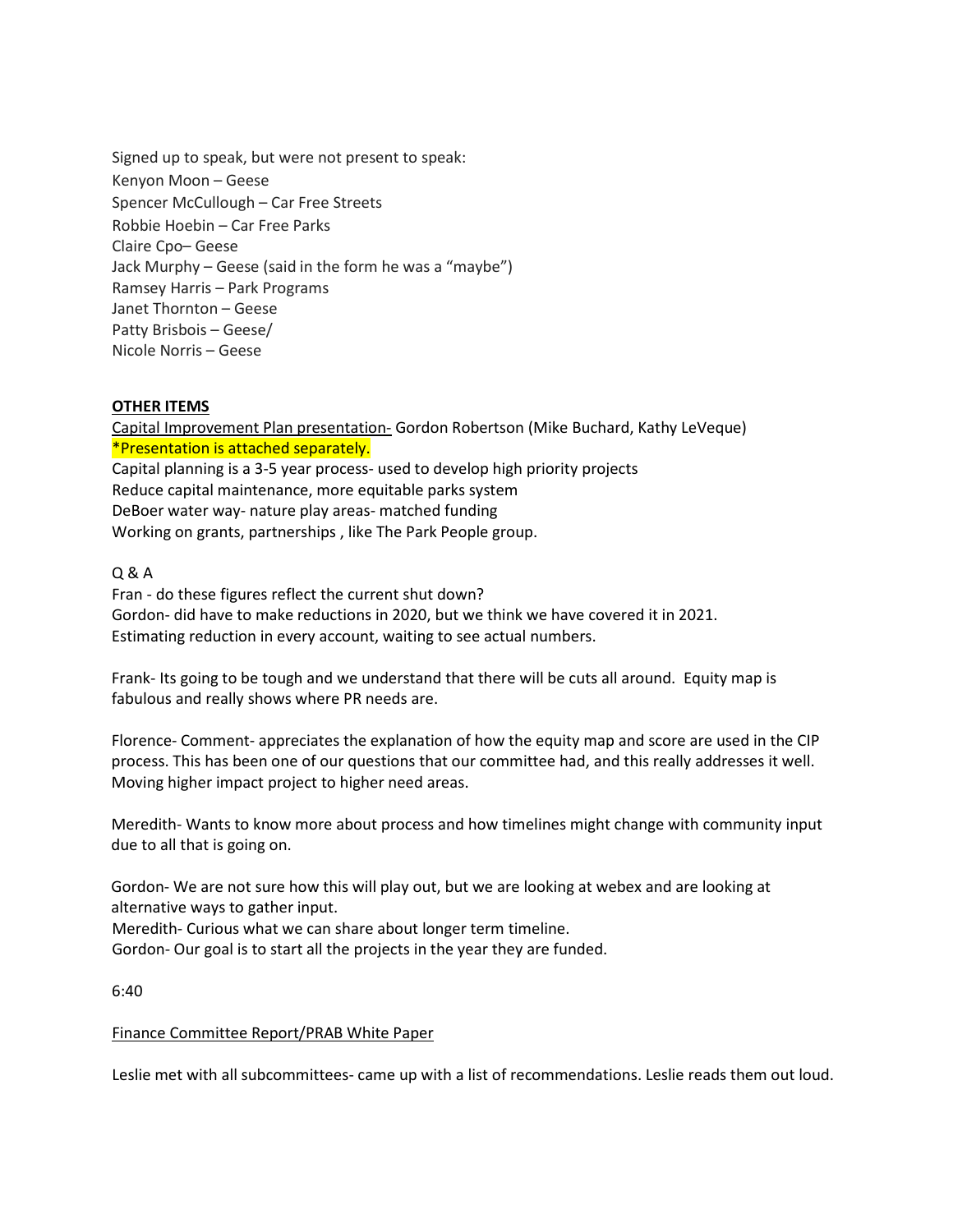Signed up to speak, but were not present to speak:
Kenyon Moon – Geese
Spencer McCullough – Car Free Streets
Robbie Hoebin – Car Free Parks
Claire Cpo– Geese
Jack Murphy – Geese (said in the form he was a "maybe")
Ramsey Harris – Park Programs
Janet Thornton – Geese
Patty Brisbois – Geese/
Nicole Norris – Geese

**OTHER ITEMS**

Capital Improvement Plan presentation- Gordon Robertson (Mike Buchard, Kathy LeVeque)
*Presentation is attached separately.
Capital planning is a 3-5 year process- used to develop high priority projects
Reduce capital maintenance, more equitable parks system
DeBoer water way- nature play areas- matched funding
Working on grants, partnerships , like The Park People group.

Q & A
Fran - do these figures reflect the current shut down?
Gordon- did have to make reductions in 2020, but we think we have covered it in 2021. Estimating reduction in every account, waiting to see actual numbers.

Frank- Its going to be tough and we understand that there will be cuts all around. Equity map is fabulous and really shows where PR needs are.

Florence- Comment- appreciates the explanation of how the equity map and score are used in the CIP process. This has been one of our questions that our committee had, and this really addresses it well. Moving higher impact project to higher need areas.

Meredith- Wants to know more about process and how timelines might change with community input due to all that is going on.

Gordon- We are not sure how this will play out, but we are looking at webex and are looking at alternative ways to gather input.
Meredith- Curious what we can share about longer term timeline.
Gordon- Our goal is to start all the projects in the year they are funded.

6:40

Finance Committee Report/PRAB White Paper

Leslie met with all subcommittees- came up with a list of recommendations. Leslie reads them out loud.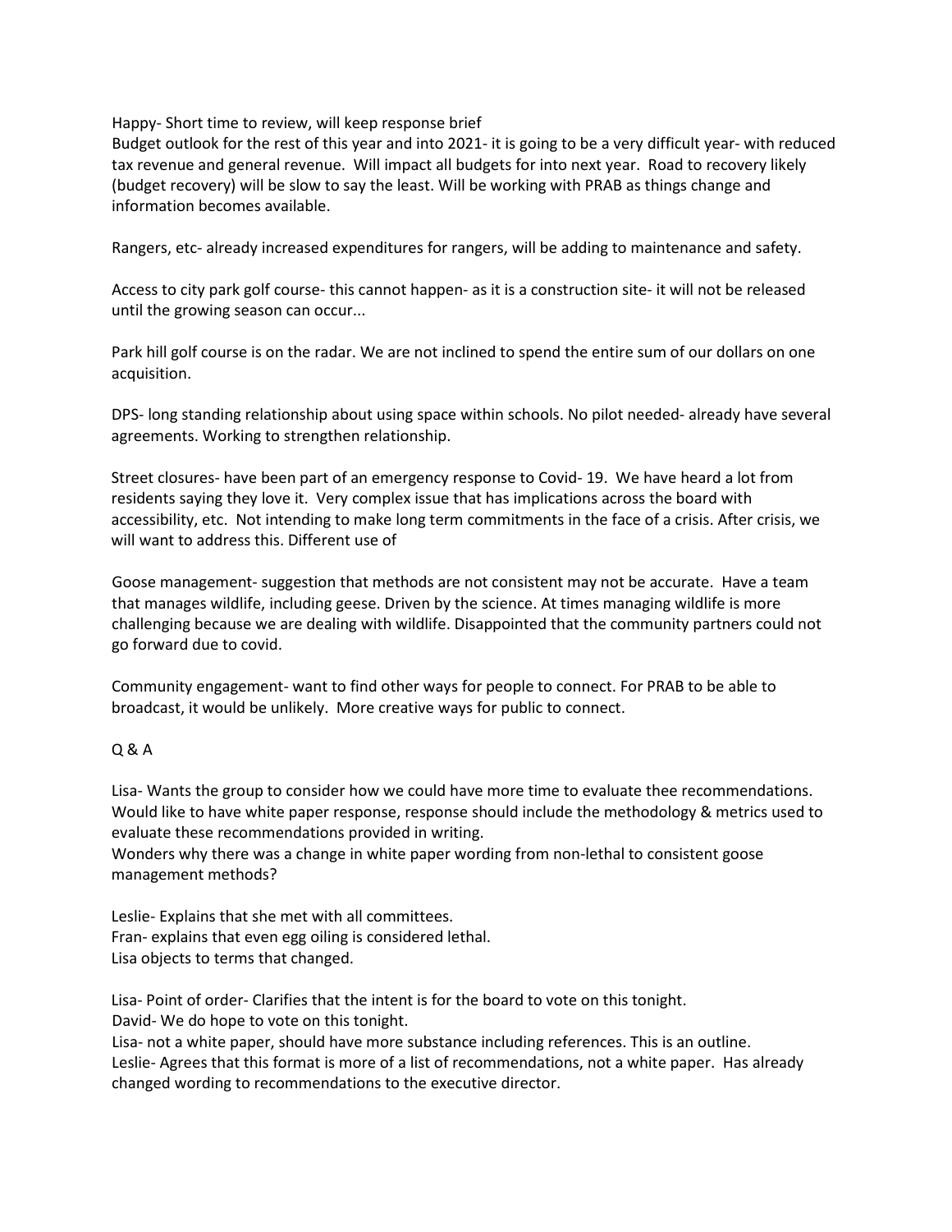Happy- Short time to review, will keep response brief

Budget outlook for the rest of this year and into 2021- it is going to be a very difficult year- with reduced tax revenue and general revenue. Will impact all budgets for into next year. Road to recovery likely (budget recovery) will be slow to say the least. Will be working with PRAB as things change and information becomes available.

Rangers, etc- already increased expenditures for rangers, will be adding to maintenance and safety.

Access to city park golf course- this cannot happen- as it is a construction site- it will not be released until the growing season can occur...

Park hill golf course is on the radar. We are not inclined to spend the entire sum of our dollars on one acquisition.

DPS- long standing relationship about using space within schools. No pilot needed- already have several agreements. Working to strengthen relationship.

Street closures- have been part of an emergency response to Covid- 19. We have heard a lot from residents saying they love it. Very complex issue that has implications across the board with accessibility, etc. Not intending to make long term commitments in the face of a crisis. After crisis, we will want to address this. Different use of

Goose management- suggestion that methods are not consistent may not be accurate. Have a team that manages wildlife, including geese. Driven by the science. At times managing wildlife is more challenging because we are dealing with wildlife. Disappointed that the community partners could not go forward due to covid.

Community engagement- want to find other ways for people to connect. For PRAB to be able to broadcast, it would be unlikely. More creative ways for public to connect.

Q & A

Lisa- Wants the group to consider how we could have more time to evaluate thee recommendations. Would like to have white paper response, response should include the methodology & metrics used to evaluate these recommendations provided in writing.
Wonders why there was a change in white paper wording from non-lethal to consistent goose management methods?

Leslie- Explains that she met with all committees.
Fran- explains that even egg oiling is considered lethal.
Lisa objects to terms that changed.

Lisa- Point of order- Clarifies that the intent is for the board to vote on this tonight.
David- We do hope to vote on this tonight.
Lisa- not a white paper, should have more substance including references. This is an outline.
Leslie- Agrees that this format is more of a list of recommendations, not a white paper. Has already changed wording to recommendations to the executive director.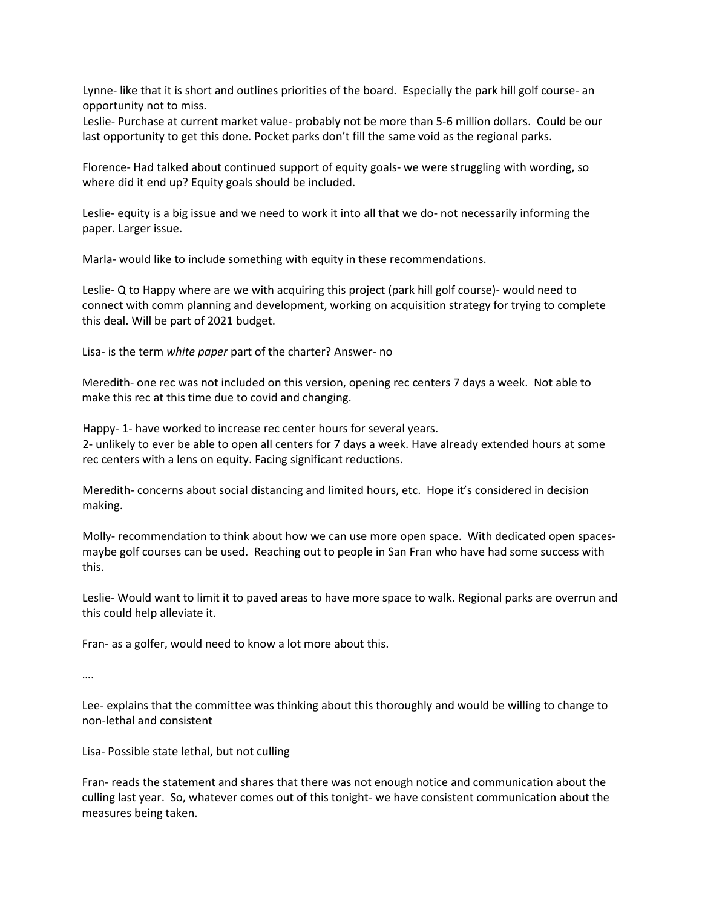Lynne- like that it is short and outlines priorities of the board. Especially the park hill golf course- an opportunity not to miss.
Leslie- Purchase at current market value- probably not be more than 5-6 million dollars. Could be our last opportunity to get this done. Pocket parks don't fill the same void as the regional parks.

Florence- Had talked about continued support of equity goals- we were struggling with wording, so where did it end up? Equity goals should be included.

Leslie- equity is a big issue and we need to work it into all that we do- not necessarily informing the paper. Larger issue.

Marla- would like to include something with equity in these recommendations.

Leslie- Q to Happy where are we with acquiring this project (park hill golf course)- would need to connect with comm planning and development, working on acquisition strategy for trying to complete this deal. Will be part of 2021 budget.

Lisa- is the term *white paper* part of the charter? Answer- no

Meredith- one rec was not included on this version, opening rec centers 7 days a week. Not able to make this rec at this time due to covid and changing.

Happy- 1- have worked to increase rec center hours for several years.
2- unlikely to ever be able to open all centers for 7 days a week. Have already extended hours at some rec centers with a lens on equity. Facing significant reductions.

Meredith- concerns about social distancing and limited hours, etc. Hope it's considered in decision making.

Molly- recommendation to think about how we can use more open space. With dedicated open spaces- maybe golf courses can be used. Reaching out to people in San Fran who have had some success with this.

Leslie- Would want to limit it to paved areas to have more space to walk. Regional parks are overrun and this could help alleviate it.

Fran- as a golfer, would need to know a lot more about this.

….

Lee- explains that the committee was thinking about this thoroughly and would be willing to change to non-lethal and consistent

Lisa- Possible state lethal, but not culling

Fran- reads the statement and shares that there was not enough notice and communication about the culling last year. So, whatever comes out of this tonight- we have consistent communication about the measures being taken.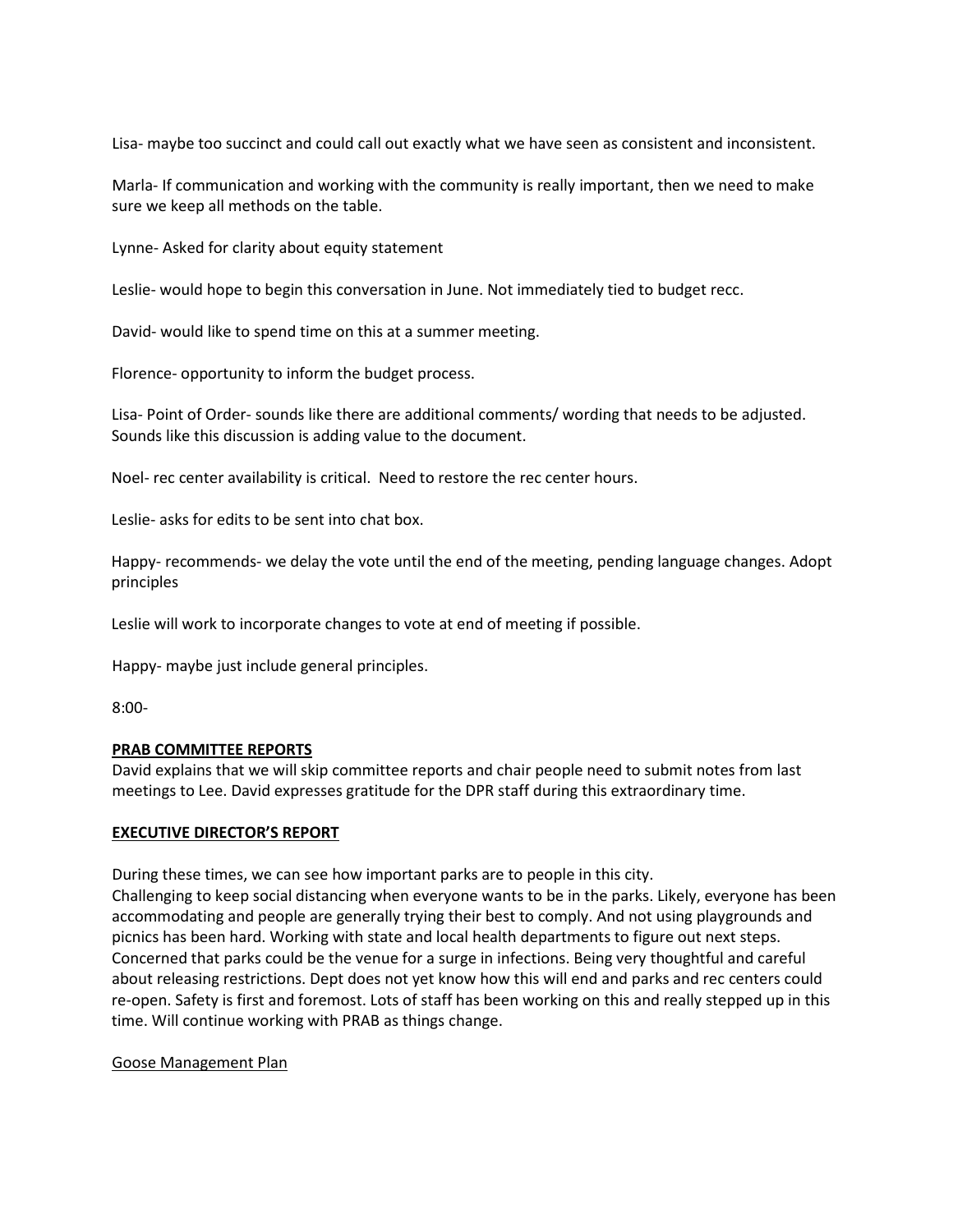Lisa- maybe too succinct and could call out exactly what we have seen as consistent and inconsistent.

Marla- If communication and working with the community is really important, then we need to make sure we keep all methods on the table.

Lynne- Asked for clarity about equity statement

Leslie- would hope to begin this conversation in June. Not immediately tied to budget recc.

David- would like to spend time on this at a summer meeting.

Florence- opportunity to inform the budget process.

Lisa- Point of Order- sounds like there are additional comments/ wording that needs to be adjusted. Sounds like this discussion is adding value to the document.

Noel- rec center availability is critical. Need to restore the rec center hours.

Leslie- asks for edits to be sent into chat box.

Happy- recommends- we delay the vote until the end of the meeting, pending language changes. Adopt principles

Leslie will work to incorporate changes to vote at end of meeting if possible.

Happy- maybe just include general principles.

8:00-

**PRAB COMMITTEE REPORTS**

David explains that we will skip committee reports and chair people need to submit notes from last meetings to Lee. David expresses gratitude for the DPR staff during this extraordinary time.

**EXECUTIVE DIRECTOR'S REPORT**

During these times, we can see how important parks are to people in this city.
Challenging to keep social distancing when everyone wants to be in the parks. Likely, everyone has been accommodating and people are generally trying their best to comply. And not using playgrounds and picnics has been hard. Working with state and local health departments to figure out next steps. Concerned that parks could be the venue for a surge in infections. Being very thoughtful and careful about releasing restrictions. Dept does not yet know how this will end and parks and rec centers could re-open. Safety is first and foremost. Lots of staff has been working on this and really stepped up in this time. Will continue working with PRAB as things change.

Goose Management Plan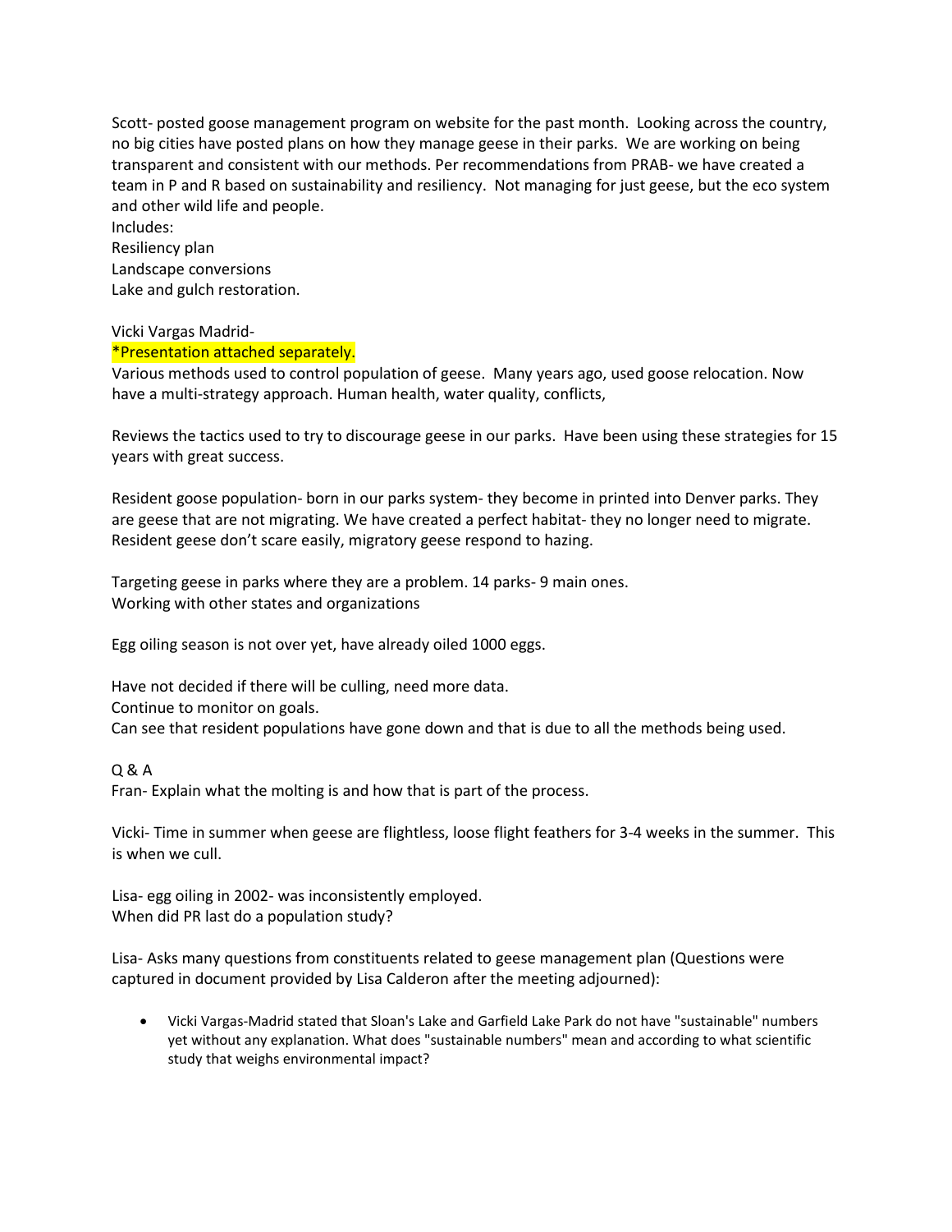Scott- posted goose management program on website for the past month. Looking across the country, no big cities have posted plans on how they manage geese in their parks. We are working on being transparent and consistent with our methods. Per recommendations from PRAB- we have created a team in P and R based on sustainability and resiliency. Not managing for just geese, but the eco system and other wild life and people.

Includes:
Resiliency plan
Landscape conversions
Lake and gulch restoration.

Vicki Vargas Madrid-
*Presentation attached separately.
Various methods used to control population of geese. Many years ago, used goose relocation. Now have a multi-strategy approach. Human health, water quality, conflicts,

Reviews the tactics used to try to discourage geese in our parks. Have been using these strategies for 15 years with great success.

Resident goose population- born in our parks system- they become in printed into Denver parks. They are geese that are not migrating. We have created a perfect habitat- they no longer need to migrate. Resident geese don't scare easily, migratory geese respond to hazing.

Targeting geese in parks where they are a problem. 14 parks- 9 main ones.
Working with other states and organizations

Egg oiling season is not over yet, have already oiled 1000 eggs.

Have not decided if there will be culling, need more data.
Continue to monitor on goals.
Can see that resident populations have gone down and that is due to all the methods being used.

Q & A
Fran- Explain what the molting is and how that is part of the process.

Vicki- Time in summer when geese are flightless, loose flight feathers for 3-4 weeks in the summer. This is when we cull.

Lisa- egg oiling in 2002- was inconsistently employed.
When did PR last do a population study?

Lisa- Asks many questions from constituents related to geese management plan (Questions were captured in document provided by Lisa Calderon after the meeting adjourned):

- Vicki Vargas-Madrid stated that Sloan's Lake and Garfield Lake Park do not have "sustainable" numbers yet without any explanation. What does "sustainable numbers" mean and according to what scientific study that weighs environmental impact?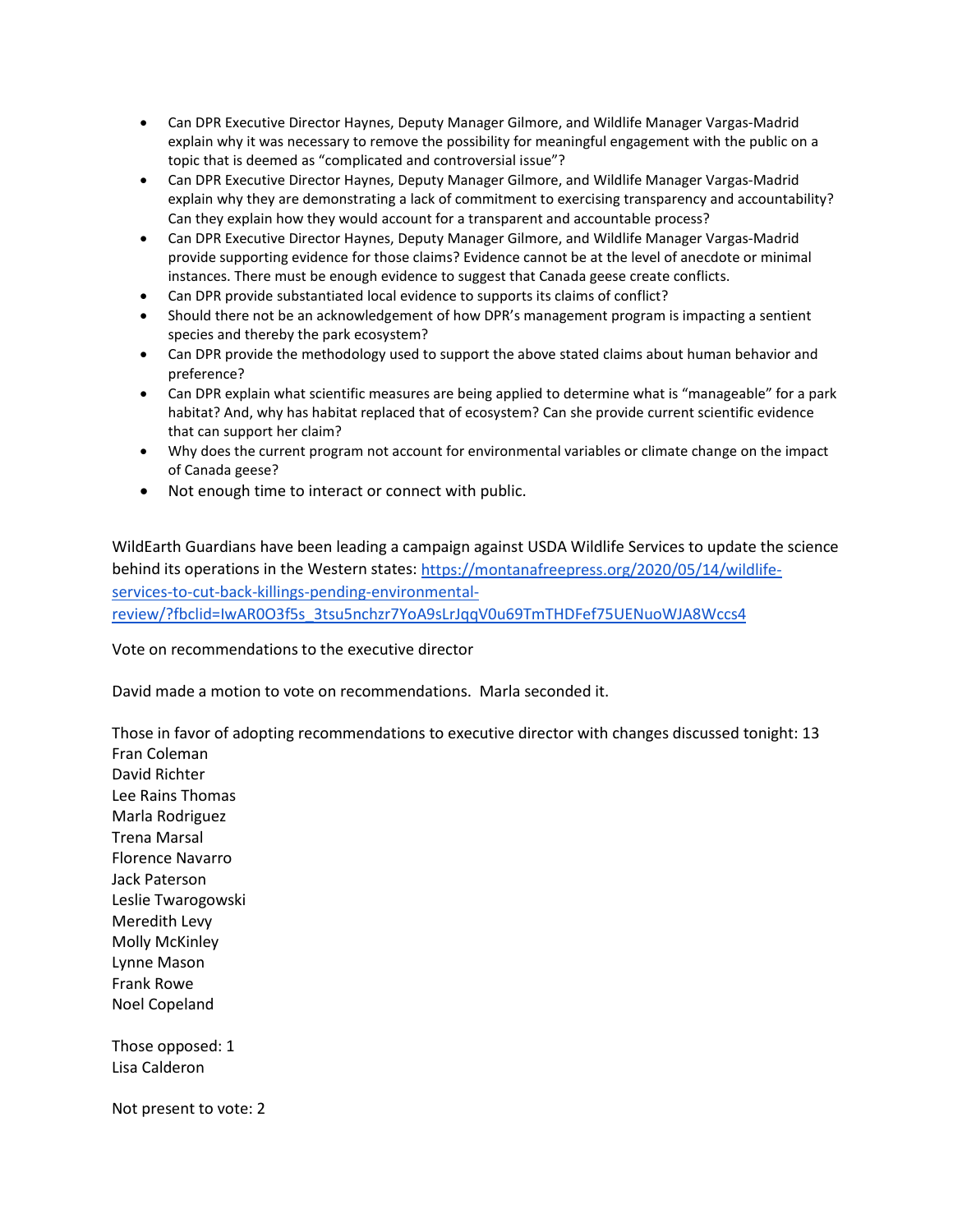- Can DPR Executive Director Haynes, Deputy Manager Gilmore, and Wildlife Manager Vargas-Madrid explain why it was necessary to remove the possibility for meaningful engagement with the public on a topic that is deemed as "complicated and controversial issue"?
- Can DPR Executive Director Haynes, Deputy Manager Gilmore, and Wildlife Manager Vargas-Madrid explain why they are demonstrating a lack of commitment to exercising transparency and accountability? Can they explain how they would account for a transparent and accountable process?
- Can DPR Executive Director Haynes, Deputy Manager Gilmore, and Wildlife Manager Vargas-Madrid provide supporting evidence for those claims? Evidence cannot be at the level of anecdote or minimal instances. There must be enough evidence to suggest that Canada geese create conflicts.
- Can DPR provide substantiated local evidence to supports its claims of conflict?
- Should there not be an acknowledgement of how DPR's management program is impacting a sentient species and thereby the park ecosystem?
- Can DPR provide the methodology used to support the above stated claims about human behavior and preference?
- Can DPR explain what scientific measures are being applied to determine what is "manageable" for a park habitat? And, why has habitat replaced that of ecosystem? Can she provide current scientific evidence that can support her claim?
- Why does the current program not account for environmental variables or climate change on the impact of Canada geese?
- Not enough time to interact or connect with public.

WildEarth Guardians have been leading a campaign against USDA Wildlife Services to update the science behind its operations in the Western states: https://montanafreepress.org/2020/05/14/wildlife-services-to-cut-back-killings-pending-environmental-review/?fbclid=IwAR0O3f5s_3tsu5nchzr7YoA9sLrJqqV0u69TmTHDFef75UENuoWJA8Wccs4

Vote on recommendations to the executive director

David made a motion to vote on recommendations. Marla seconded it.

Those in favor of adopting recommendations to executive director with changes discussed tonight: 13
Fran Coleman
David Richter
Lee Rains Thomas
Marla Rodriguez
Trena Marsal
Florence Navarro
Jack Paterson
Leslie Twarogowski
Meredith Levy
Molly McKinley
Lynne Mason
Frank Rowe
Noel Copeland

Those opposed: 1
Lisa Calderon

Not present to vote: 2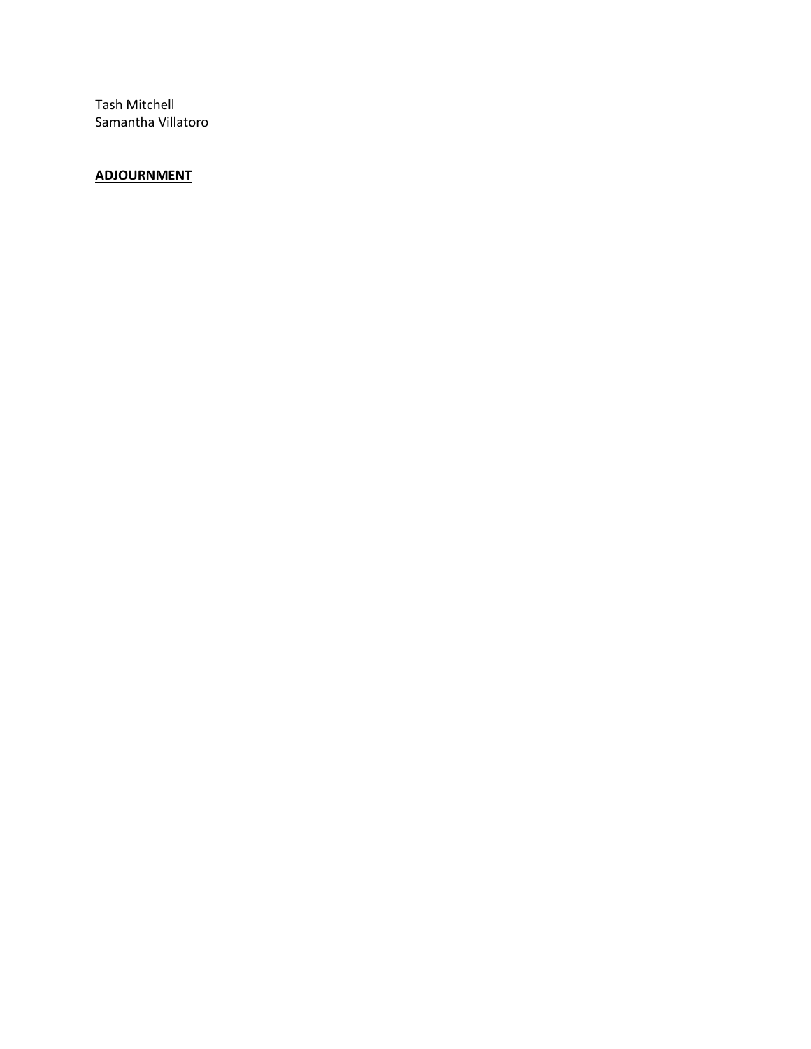Tash Mitchell
Samantha Villatoro

**ADJOURNMENT**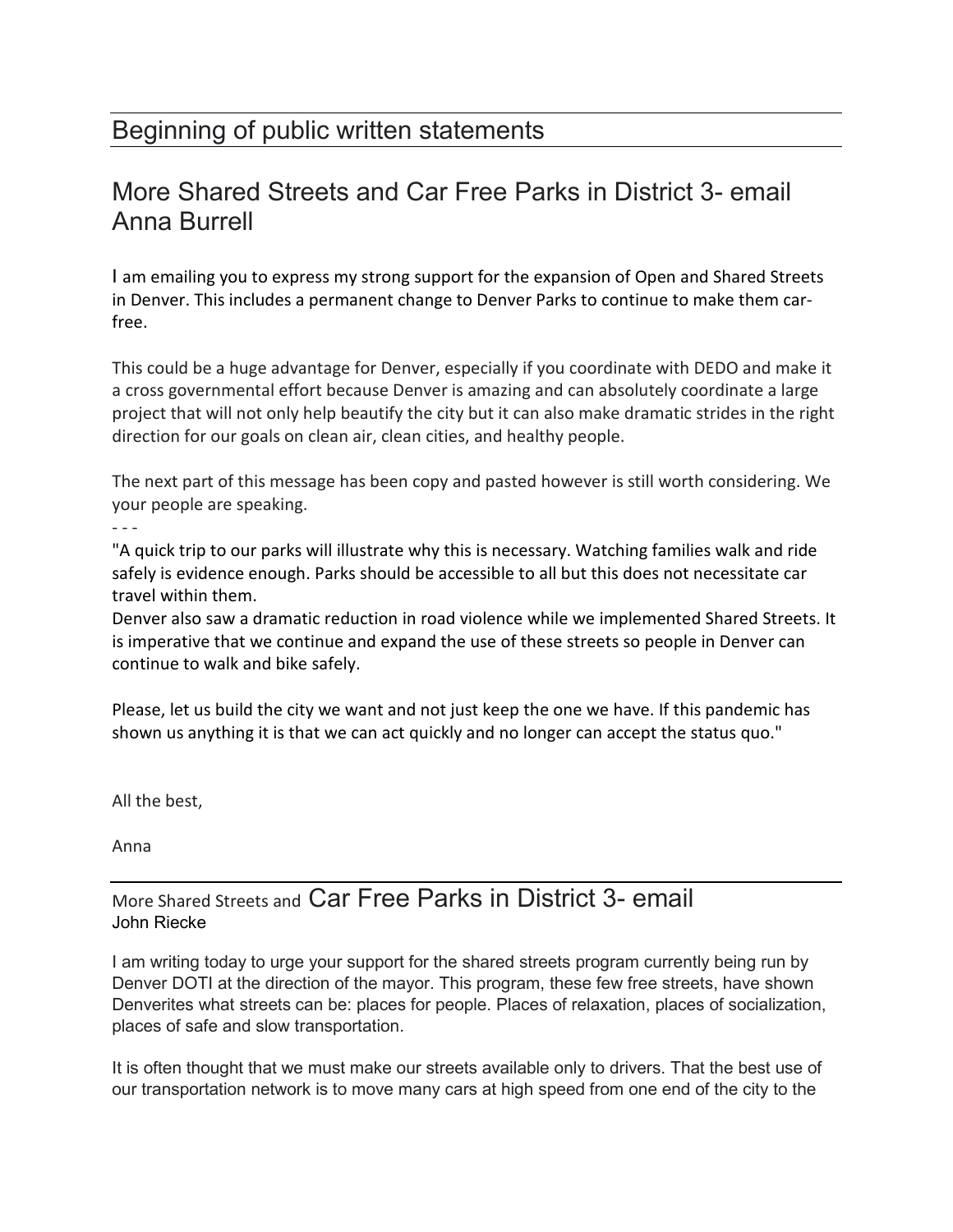## Beginning of public written statements

## More Shared Streets and Car Free Parks in District 3- email Anna Burrell

I am emailing you to express my strong support for the expansion of Open and Shared Streets in Denver. This includes a permanent change to Denver Parks to continue to make them car-free.

This could be a huge advantage for Denver, especially if you coordinate with DEDO and make it a cross governmental effort because Denver is amazing and can absolutely coordinate a large project that will not only help beautify the city but it can also make dramatic strides in the right direction for our goals on clean air, clean cities, and healthy people.

The next part of this message has been copy and pasted however is still worth considering. We your people are speaking.

- - -

"A quick trip to our parks will illustrate why this is necessary. Watching families walk and ride safely is evidence enough. Parks should be accessible to all but this does not necessitate car travel within them.

Denver also saw a dramatic reduction in road violence while we implemented Shared Streets. It is imperative that we continue and expand the use of these streets so people in Denver can continue to walk and bike safely.

Please, let us build the city we want and not just keep the one we have. If this pandemic has shown us anything it is that we can act quickly and no longer can accept the status quo."

All the best,

Anna

## More Shared Streets and Car Free Parks in District 3- email John Riecke

I am writing today to urge your support for the shared streets program currently being run by Denver DOTI at the direction of the mayor. This program, these few free streets, have shown Denverites what streets can be: places for people. Places of relaxation, places of socialization, places of safe and slow transportation.

It is often thought that we must make our streets available only to drivers. That the best use of our transportation network is to move many cars at high speed from one end of the city to the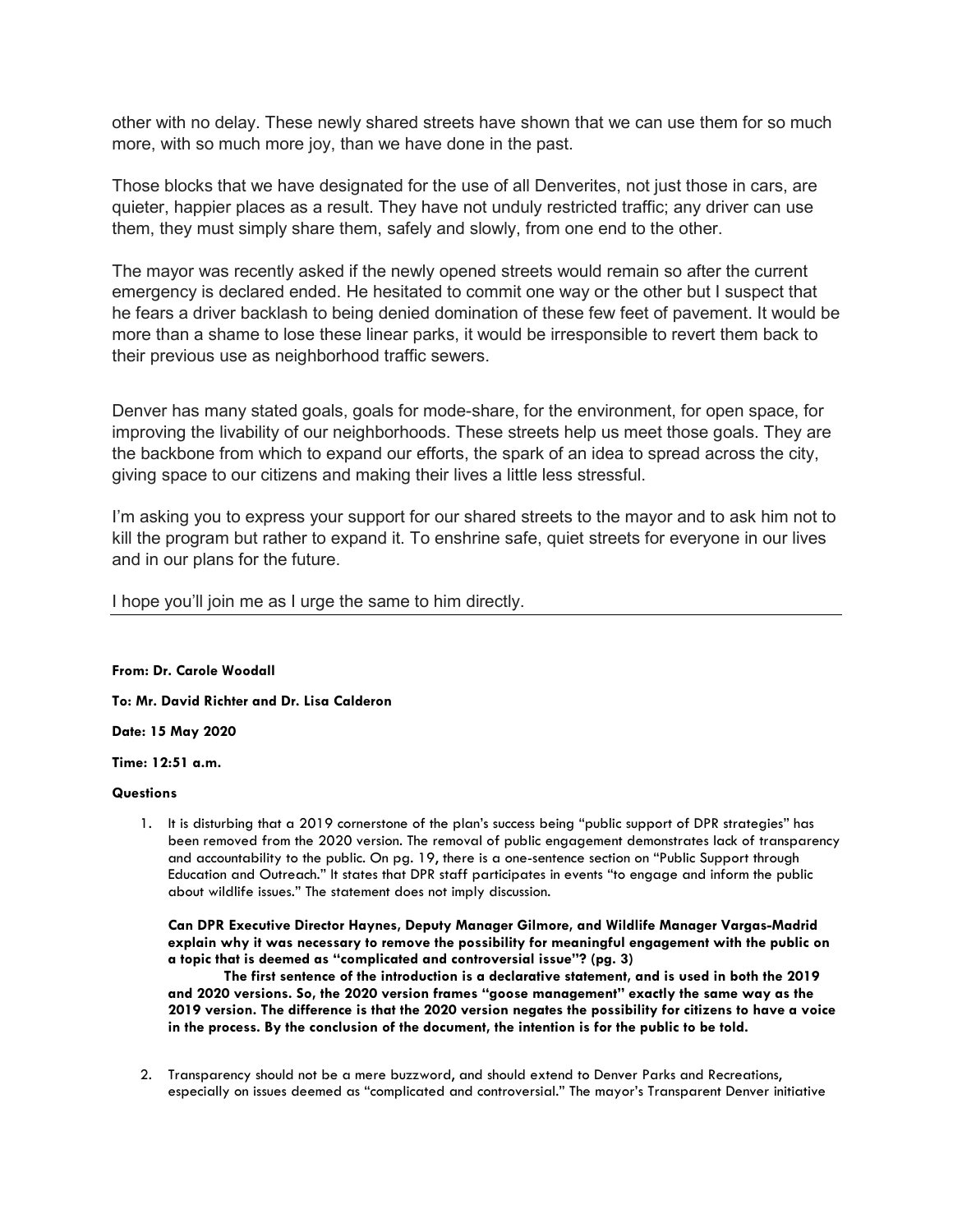other with no delay. These newly shared streets have shown that we can use them for so much more, with so much more joy, than we have done in the past.

Those blocks that we have designated for the use of all Denverites, not just those in cars, are quieter, happier places as a result. They have not unduly restricted traffic; any driver can use them, they must simply share them, safely and slowly, from one end to the other.

The mayor was recently asked if the newly opened streets would remain so after the current emergency is declared ended. He hesitated to commit one way or the other but I suspect that he fears a driver backlash to being denied domination of these few feet of pavement. It would be more than a shame to lose these linear parks, it would be irresponsible to revert them back to their previous use as neighborhood traffic sewers.

Denver has many stated goals, goals for mode-share, for the environment, for open space, for improving the livability of our neighborhoods. These streets help us meet those goals. They are the backbone from which to expand our efforts, the spark of an idea to spread across the city, giving space to our citizens and making their lives a little less stressful.

I'm asking you to express your support for our shared streets to the mayor and to ask him not to kill the program but rather to expand it. To enshrine safe, quiet streets for everyone in our lives and in our plans for the future.

I hope you'll join me as I urge the same to him directly.

---

**From: Dr. Carole Woodall**

**To: Mr. David Richter and Dr. Lisa Calderon**

**Date: 15 May 2020**

**Time: 12:51 a.m.**

**Questions**

1. It is disturbing that a 2019 cornerstone of the plan's success being "public support of DPR strategies" has been removed from the 2020 version. The removal of public engagement demonstrates lack of transparency and accountability to the public. On pg. 19, there is a one-sentence section on "Public Support through Education and Outreach." It states that DPR staff participates in events "to engage and inform the public about wildlife issues." The statement does not imply discussion.

   **Can DPR Executive Director Haynes, Deputy Manager Gilmore, and Wildlife Manager Vargas-Madrid explain why it was necessary to remove the possibility for meaningful engagement with the public on a topic that is deemed as "complicated and controversial issue"? (pg. 3)**

   **The first sentence of the introduction is a declarative statement, and is used in both the 2019 and 2020 versions. So, the 2020 version frames "goose management" exactly the same way as the 2019 version. The difference is that the 2020 version negates the possibility for citizens to have a voice in the process. By the conclusion of the document, the intention is for the public to be told.**

2. Transparency should not be a mere buzzword, and should extend to Denver Parks and Recreations, especially on issues deemed as "complicated and controversial." The mayor's Transparent Denver initiative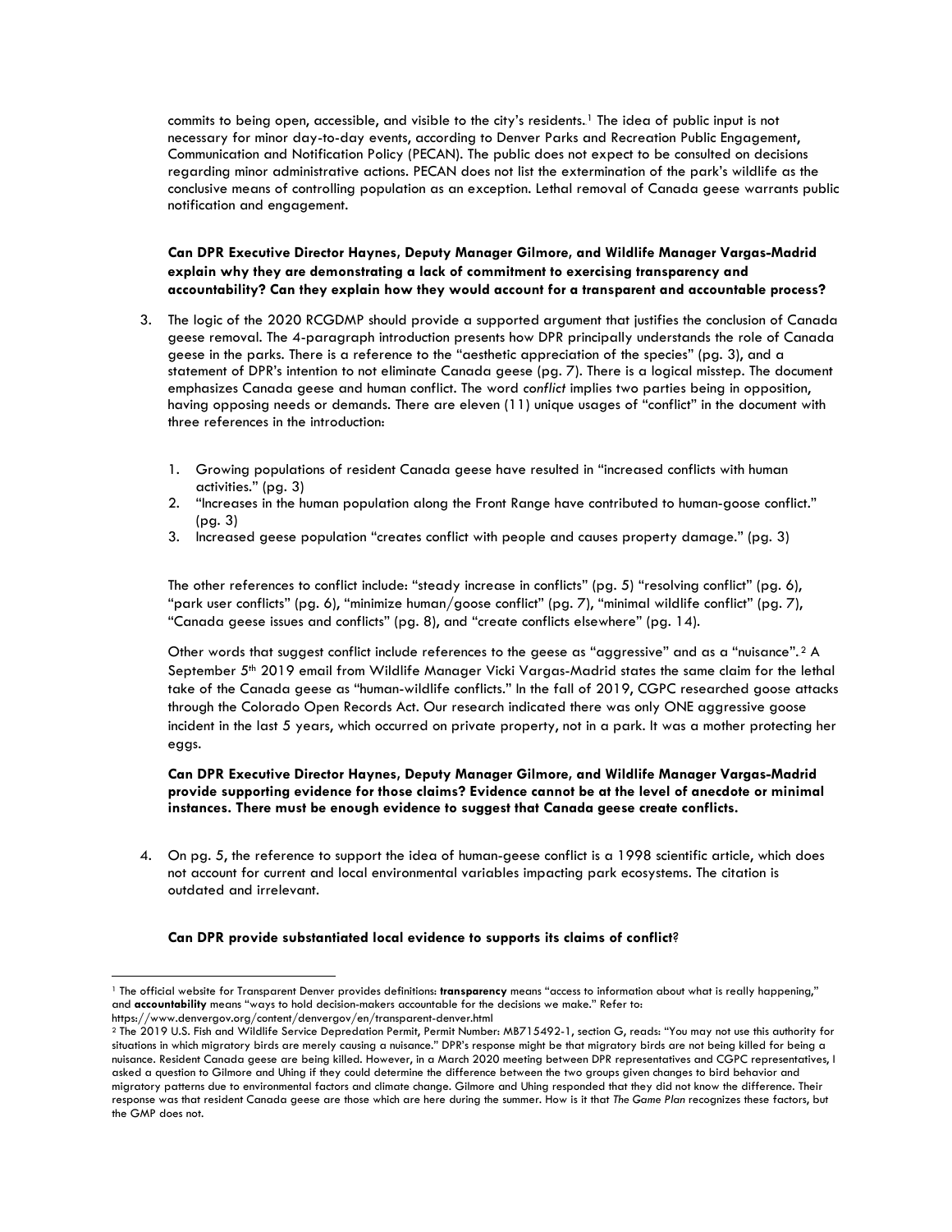commits to being open, accessible, and visible to the city's residents.[1] The idea of public input is not necessary for minor day-to-day events, according to Denver Parks and Recreation Public Engagement, Communication and Notification Policy (PECAN). The public does not expect to be consulted on decisions regarding minor administrative actions. PECAN does not list the extermination of the park's wildlife as the conclusive means of controlling population as an exception. Lethal removal of Canada geese warrants public notification and engagement.

**Can DPR Executive Director Haynes, Deputy Manager Gilmore, and Wildlife Manager Vargas-Madrid explain why they are demonstrating a lack of commitment to exercising transparency and accountability? Can they explain how they would account for a transparent and accountable process?**

3. The logic of the 2020 RCGDMP should provide a supported argument that justifies the conclusion of Canada geese removal. The 4-paragraph introduction presents how DPR principally understands the role of Canada geese in the parks. There is a reference to the "aesthetic appreciation of the species" (pg. 3), and a statement of DPR's intention to not eliminate Canada geese (pg. 7). There is a logical misstep. The document emphasizes Canada geese and human conflict. The word *conflict* implies two parties being in opposition, having opposing needs or demands. There are eleven (11) unique usages of "conflict" in the document with three references in the introduction:

   1. Growing populations of resident Canada geese have resulted in "increased conflicts with human activities." (pg. 3)
   2. "Increases in the human population along the Front Range have contributed to human-goose conflict." (pg. 3)
   3. Increased geese population "creates conflict with people and causes property damage." (pg. 3)

   The other references to conflict include: "steady increase in conflicts" (pg. 5) "resolving conflict" (pg. 6), "park user conflicts" (pg. 6), "minimize human/goose conflict" (pg. 7), "minimal wildlife conflict" (pg. 7), "Canada geese issues and conflicts" (pg. 8), and "create conflicts elsewhere" (pg. 14).

   Other words that suggest conflict include references to the geese as "aggressive" and as a "nuisance".[2] A September 5th 2019 email from Wildlife Manager Vicki Vargas-Madrid states the same claim for the lethal take of the Canada geese as "human-wildlife conflicts." In the fall of 2019, CGPC researched goose attacks through the Colorado Open Records Act. Our research indicated there was only ONE aggressive goose incident in the last 5 years, which occurred on private property, not in a park. It was a mother protecting her eggs.

   **Can DPR Executive Director Haynes, Deputy Manager Gilmore, and Wildlife Manager Vargas-Madrid provide supporting evidence for those claims? Evidence cannot be at the level of anecdote or minimal instances. There must be enough evidence to suggest that Canada geese create conflicts.**

4. On pg. 5, the reference to support the idea of human-geese conflict is a 1998 scientific article, which does not account for current and local environmental variables impacting park ecosystems. The citation is outdated and irrelevant.

   **Can DPR provide substantiated local evidence to supports its claims of conflict?**

---

[1] The official website for Transparent Denver provides definitions: **transparency** means "access to information about what is really happening," and **accountability** means "ways to hold decision-makers accountable for the decisions we make." Refer to: https://www.denvergov.org/content/denvergov/en/transparent-denver.html

[2] The 2019 U.S. Fish and Wildlife Service Depredation Permit, Permit Number: MB715492-1, section G, reads: "You may not use this authority for situations in which migratory birds are merely causing a nuisance." DPR's response might be that migratory birds are not being killed for being a nuisance. Resident Canada geese are being killed. However, in a March 2020 meeting between DPR representatives and CGPC representatives, I asked a question to Gilmore and Uhing if they could determine the difference between the two groups given changes to bird behavior and migratory patterns due to environmental factors and climate change. Gilmore and Uhing responded that they did not know the difference. Their response was that resident Canada geese are those which are here during the summer. How is it that *The Game Plan* recognizes these factors, but the GMP does not.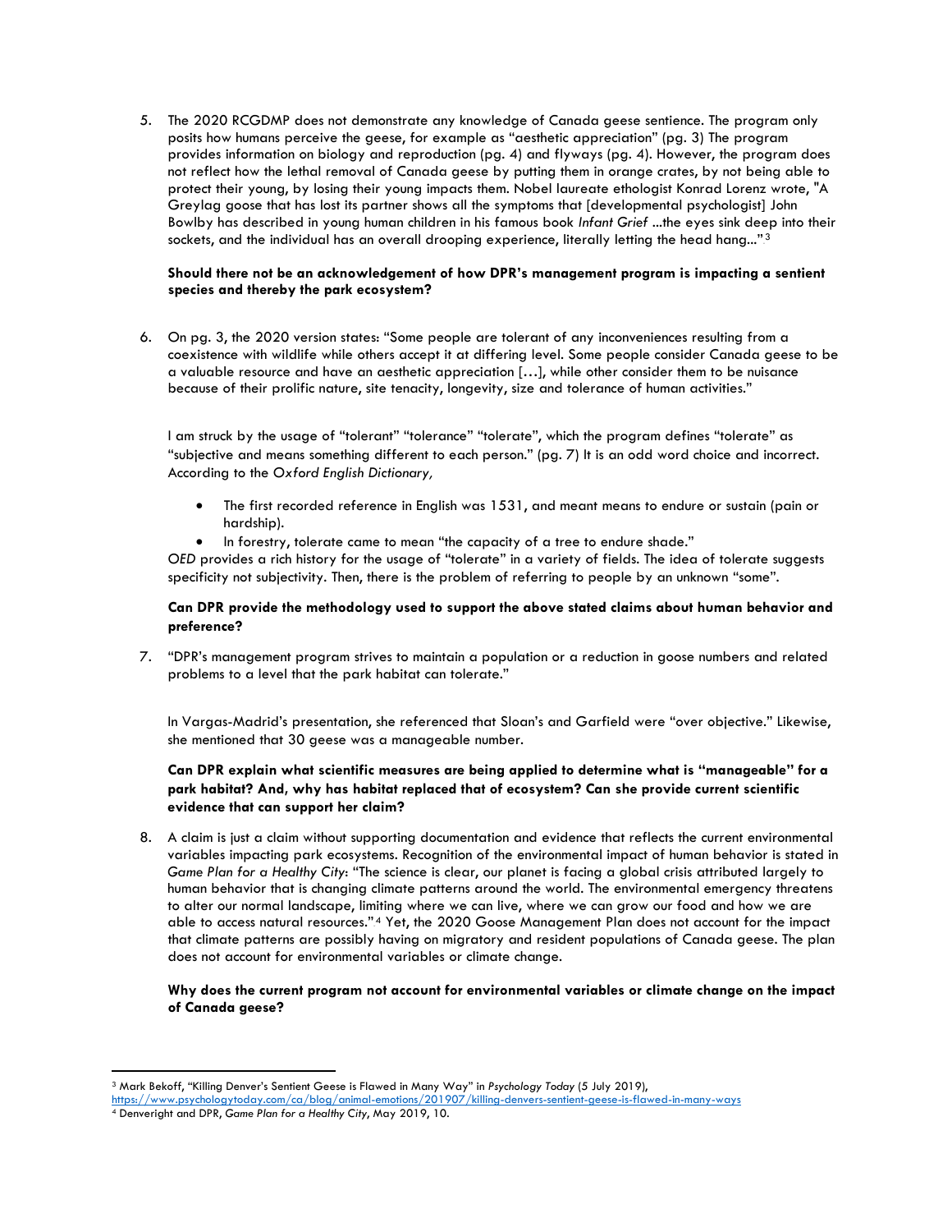5. The 2020 RCGDMP does not demonstrate any knowledge of Canada geese sentience. The program only posits how humans perceive the geese, for example as "aesthetic appreciation" (pg. 3) The program provides information on biology and reproduction (pg. 4) and flyways (pg. 4). However, the program does not reflect how the lethal removal of Canada geese by putting them in orange crates, by not being able to protect their young, by losing their young impacts them. Nobel laureate ethologist Konrad Lorenz wrote, "A Greylag goose that has lost its partner shows all the symptoms that [developmental psychologist] John Bowlby has described in young human children in his famous book *Infant Grief* ...the eyes sink deep into their sockets, and the individual has an overall drooping experience, literally letting the head hang..."[3]

   **Should there not be an acknowledgement of how DPR's management program is impacting a sentient species and thereby the park ecosystem?**

6. On pg. 3, the 2020 version states: "Some people are tolerant of any inconveniences resulting from a coexistence with wildlife while others accept it at differing level. Some people consider Canada geese to be a valuable resource and have an aesthetic appreciation […], while other consider them to be nuisance because of their prolific nature, site tenacity, longevity, size and tolerance of human activities."

   I am struck by the usage of "tolerant" "tolerance" "tolerate", which the program defines "tolerate" as "subjective and means something different to each person." (pg. 7) It is an odd word choice and incorrect. According to the *Oxford English Dictionary,*

   - The first recorded reference in English was 1531, and meant means to endure or sustain (pain or hardship).
   - In forestry, tolerate came to mean "the capacity of a tree to endure shade."

   *OED* provides a rich history for the usage of "tolerate" in a variety of fields. The idea of tolerate suggests specificity not subjectivity. Then, there is the problem of referring to people by an unknown "some".

   **Can DPR provide the methodology used to support the above stated claims about human behavior and preference?**

7. "DPR's management program strives to maintain a population or a reduction in goose numbers and related problems to a level that the park habitat can tolerate."

   In Vargas-Madrid's presentation, she referenced that Sloan's and Garfield were "over objective." Likewise, she mentioned that 30 geese was a manageable number.

   **Can DPR explain what scientific measures are being applied to determine what is "manageable" for a park habitat? And, why has habitat replaced that of ecosystem? Can she provide current scientific evidence that can support her claim?**

8. A claim is just a claim without supporting documentation and evidence that reflects the current environmental variables impacting park ecosystems. Recognition of the environmental impact of human behavior is stated in *Game Plan for a Healthy City*: "The science is clear, our planet is facing a global crisis attributed largely to human behavior that is changing climate patterns around the world. The environmental emergency threatens to alter our normal landscape, limiting where we can live, where we can grow our food and how we are able to access natural resources."[4] Yet, the 2020 Goose Management Plan does not account for the impact that climate patterns are possibly having on migratory and resident populations of Canada geese. The plan does not account for environmental variables or climate change.

   **Why does the current program not account for environmental variables or climate change on the impact of Canada geese?**

---

[3] Mark Bekoff, "Killing Denver's Sentient Geese is Flawed in Many Way" in *Psychology Today* (5 July 2019), https://www.psychologytoday.com/ca/blog/animal-emotions/201907/killing-denvers-sentient-geese-is-flawed-in-many-ways

[4] Denveright and DPR, *Game Plan for a Healthy City*, May 2019, 10.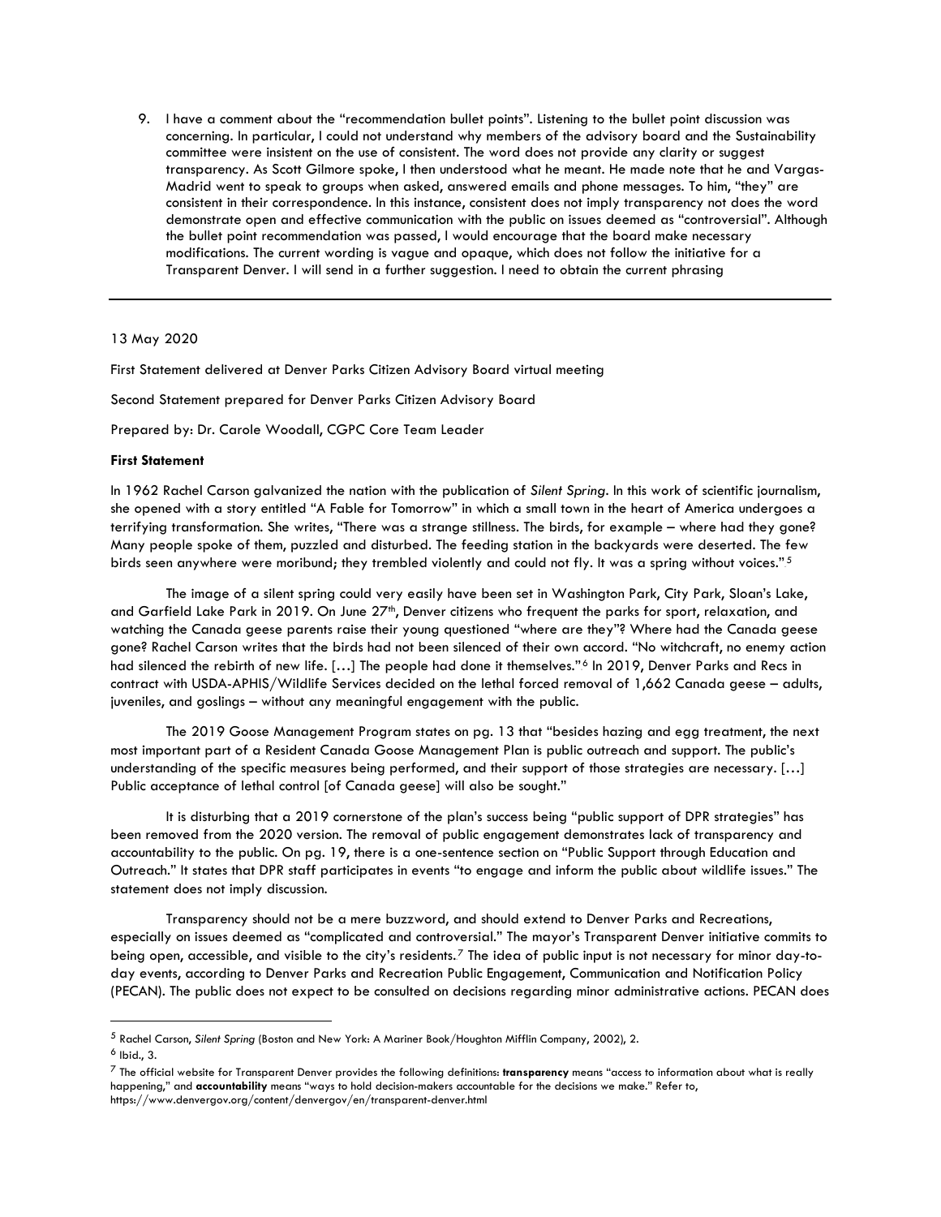9. I have a comment about the "recommendation bullet points". Listening to the bullet point discussion was concerning. In particular, I could not understand why members of the advisory board and the Sustainability committee were insistent on the use of consistent. The word does not provide any clarity or suggest transparency. As Scott Gilmore spoke, I then understood what he meant. He made note that he and Vargas-Madrid went to speak to groups when asked, answered emails and phone messages. To him, "they" are consistent in their correspondence. In this instance, consistent does not imply transparency not does the word demonstrate open and effective communication with the public on issues deemed as "controversial". Although the bullet point recommendation was passed, I would encourage that the board make necessary modifications. The current wording is vague and opaque, which does not follow the initiative for a Transparent Denver. I will send in a further suggestion. I need to obtain the current phrasing

---

13 May 2020

First Statement delivered at Denver Parks Citizen Advisory Board virtual meeting

Second Statement prepared for Denver Parks Citizen Advisory Board

Prepared by: Dr. Carole Woodall, CGPC Core Team Leader

**First Statement**

In 1962 Rachel Carson galvanized the nation with the publication of *Silent Spring*. In this work of scientific journalism, she opened with a story entitled "A Fable for Tomorrow" in which a small town in the heart of America undergoes a terrifying transformation. She writes, "There was a strange stillness. The birds, for example – where had they gone? Many people spoke of them, puzzled and disturbed. The feeding station in the backyards were deserted. The few birds seen anywhere were moribund; they trembled violently and could not fly. It was a spring without voices."[5]

The image of a silent spring could very easily have been set in Washington Park, City Park, Sloan's Lake, and Garfield Lake Park in 2019. On June 27th, Denver citizens who frequent the parks for sport, relaxation, and watching the Canada geese parents raise their young questioned "where are they"? Where had the Canada geese gone? Rachel Carson writes that the birds had not been silenced of their own accord. "No witchcraft, no enemy action had silenced the rebirth of new life. […] The people had done it themselves."[6] In 2019, Denver Parks and Recs in contract with USDA-APHIS/Wildlife Services decided on the lethal forced removal of 1,662 Canada geese – adults, juveniles, and goslings – without any meaningful engagement with the public.

The 2019 Goose Management Program states on pg. 13 that "besides hazing and egg treatment, the next most important part of a Resident Canada Goose Management Plan is public outreach and support. The public's understanding of the specific measures being performed, and their support of those strategies are necessary. […] Public acceptance of lethal control [of Canada geese] will also be sought."

It is disturbing that a 2019 cornerstone of the plan's success being "public support of DPR strategies" has been removed from the 2020 version. The removal of public engagement demonstrates lack of transparency and accountability to the public. On pg. 19, there is a one-sentence section on "Public Support through Education and Outreach." It states that DPR staff participates in events "to engage and inform the public about wildlife issues." The statement does not imply discussion.

Transparency should not be a mere buzzword, and should extend to Denver Parks and Recreations, especially on issues deemed as "complicated and controversial." The mayor's Transparent Denver initiative commits to being open, accessible, and visible to the city's residents.[7] The idea of public input is not necessary for minor day-to-day events, according to Denver Parks and Recreation Public Engagement, Communication and Notification Policy (PECAN). The public does not expect to be consulted on decisions regarding minor administrative actions. PECAN does

---

[5] Rachel Carson, *Silent Spring* (Boston and New York: A Mariner Book/Houghton Mifflin Company, 2002), 2.

[6] Ibid., 3.

[7] The official website for Transparent Denver provides the following definitions: **transparency** means "access to information about what is really happening," and **accountability** means "ways to hold decision-makers accountable for the decisions we make." Refer to, https://www.denvergov.org/content/denvergov/en/transparent-denver.html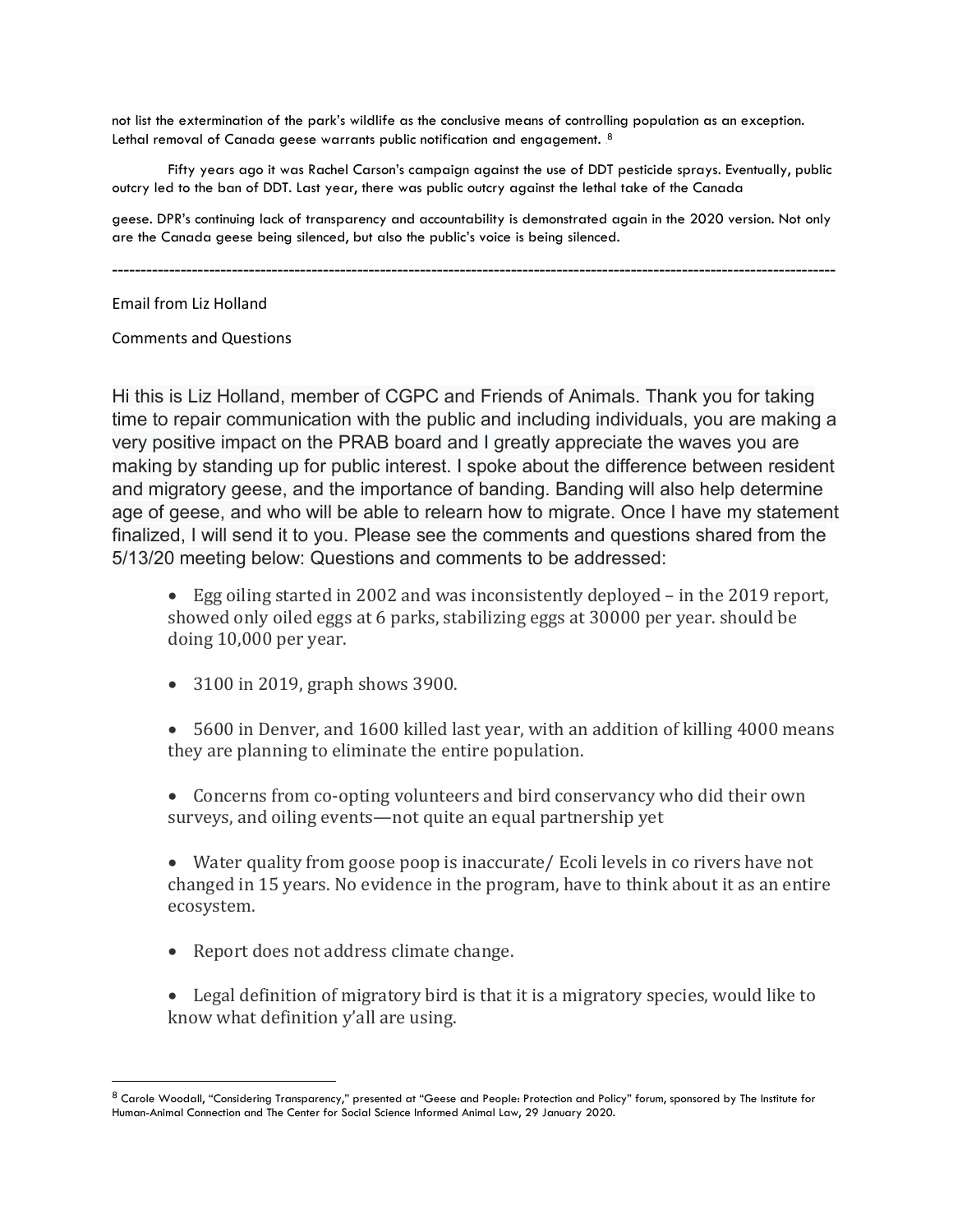not list the extermination of the park's wildlife as the conclusive means of controlling population as an exception. Lethal removal of Canada geese warrants public notification and engagement. [8]

Fifty years ago it was Rachel Carson's campaign against the use of DDT pesticide sprays. Eventually, public outcry led to the ban of DDT. Last year, there was public outcry against the lethal take of the Canada geese. DPR's continuing lack of transparency and accountability is demonstrated again in the 2020 version. Not only are the Canada geese being silenced, but also the public's voice is being silenced.

---

Email from Liz Holland

Comments and Questions

Hi this is Liz Holland, member of CGPC and Friends of Animals. Thank you for taking time to repair communication with the public and including individuals, you are making a very positive impact on the PRAB board and I greatly appreciate the waves you are making by standing up for public interest. I spoke about the difference between resident and migratory geese, and the importance of banding. Banding will also help determine age of geese, and who will be able to relearn how to migrate. Once I have my statement finalized, I will send it to you. Please see the comments and questions shared from the 5/13/20 meeting below: Questions and comments to be addressed:

- Egg oiling started in 2002 and was inconsistently deployed – in the 2019 report, showed only oiled eggs at 6 parks, stabilizing eggs at 30000 per year. should be doing 10,000 per year.
- 3100 in 2019, graph shows 3900.
- 5600 in Denver, and 1600 killed last year, with an addition of killing 4000 means they are planning to eliminate the entire population.
- Concerns from co-opting volunteers and bird conservancy who did their own surveys, and oiling events—not quite an equal partnership yet
- Water quality from goose poop is inaccurate/ Ecoli levels in co rivers have not changed in 15 years. No evidence in the program, have to think about it as an entire ecosystem.
- Report does not address climate change.
- Legal definition of migratory bird is that it is a migratory species, would like to know what definition y'all are using.

---

[8] Carole Woodall, "Considering Transparency," presented at "Geese and People: Protection and Policy" forum, sponsored by The Institute for Human-Animal Connection and The Center for Social Science Informed Animal Law, 29 January 2020.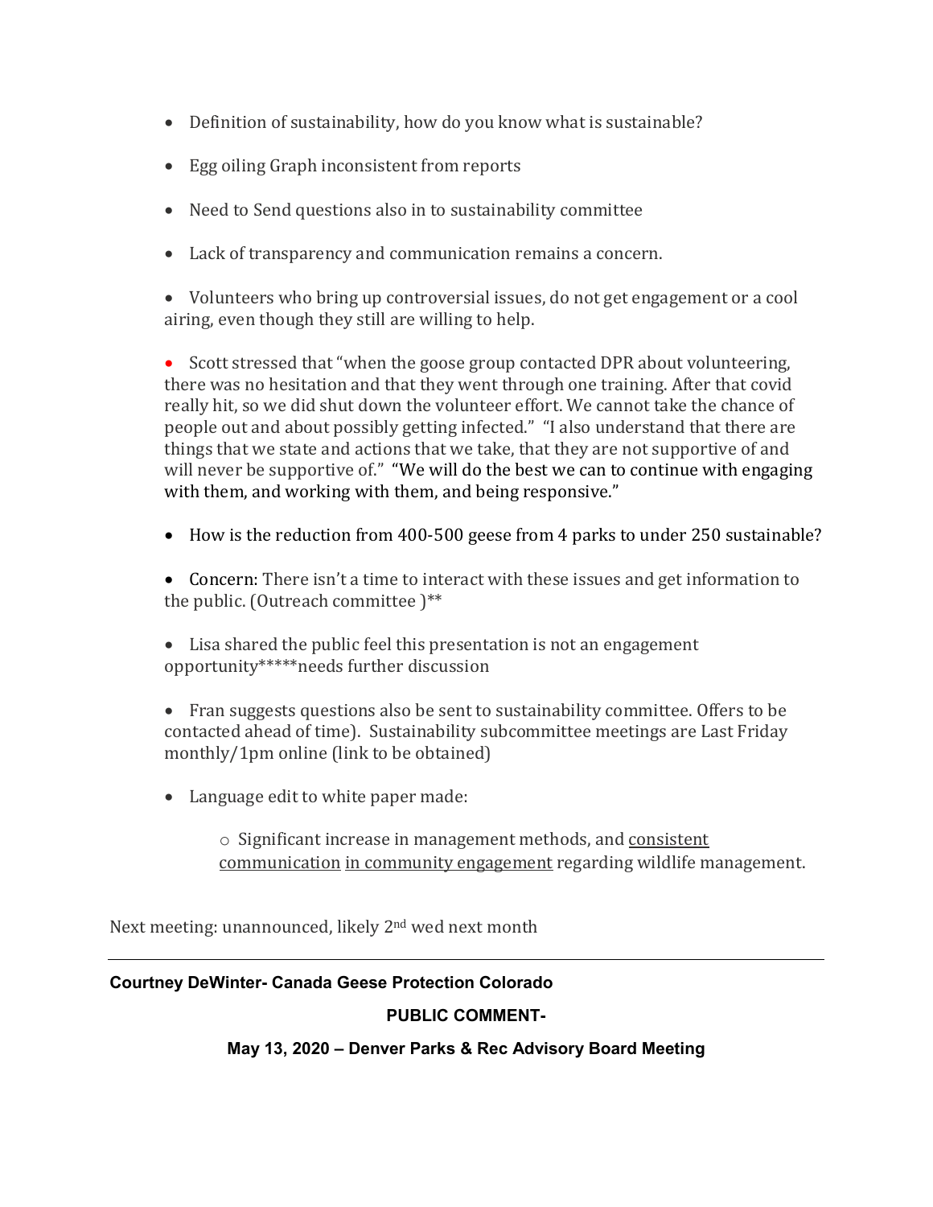- Definition of sustainability, how do you know what is sustainable?
- Egg oiling Graph inconsistent from reports
- Need to Send questions also in to sustainability committee
- Lack of transparency and communication remains a concern.
- Volunteers who bring up controversial issues, do not get engagement or a cool airing, even though they still are willing to help.
- Scott stressed that "when the goose group contacted DPR about volunteering, there was no hesitation and that they went through one training. After that covid really hit, so we did shut down the volunteer effort. We cannot take the chance of people out and about possibly getting infected." "I also understand that there are things that we state and actions that we take, that they are not supportive of and will never be supportive of." "We will do the best we can to continue with engaging with them, and working with them, and being responsive."
- How is the reduction from 400-500 geese from 4 parks to under 250 sustainable?
- Concern: There isn't a time to interact with these issues and get information to the public. (Outreach committee )**
- Lisa shared the public feel this presentation is not an engagement opportunity*****needs further discussion
- Fran suggests questions also be sent to sustainability committee. Offers to be contacted ahead of time). Sustainability subcommittee meetings are Last Friday monthly/1pm online (link to be obtained)
- Language edit to white paper made:
  - Significant increase in management methods, and <u>consistent communication</u> <u>in community engagement</u> regarding wildlife management.

Next meeting: unannounced, likely 2nd wed next month

---

**Courtney DeWinter- Canada Geese Protection Colorado**

**PUBLIC COMMENT-**

**May 13, 2020 – Denver Parks & Rec Advisory Board Meeting**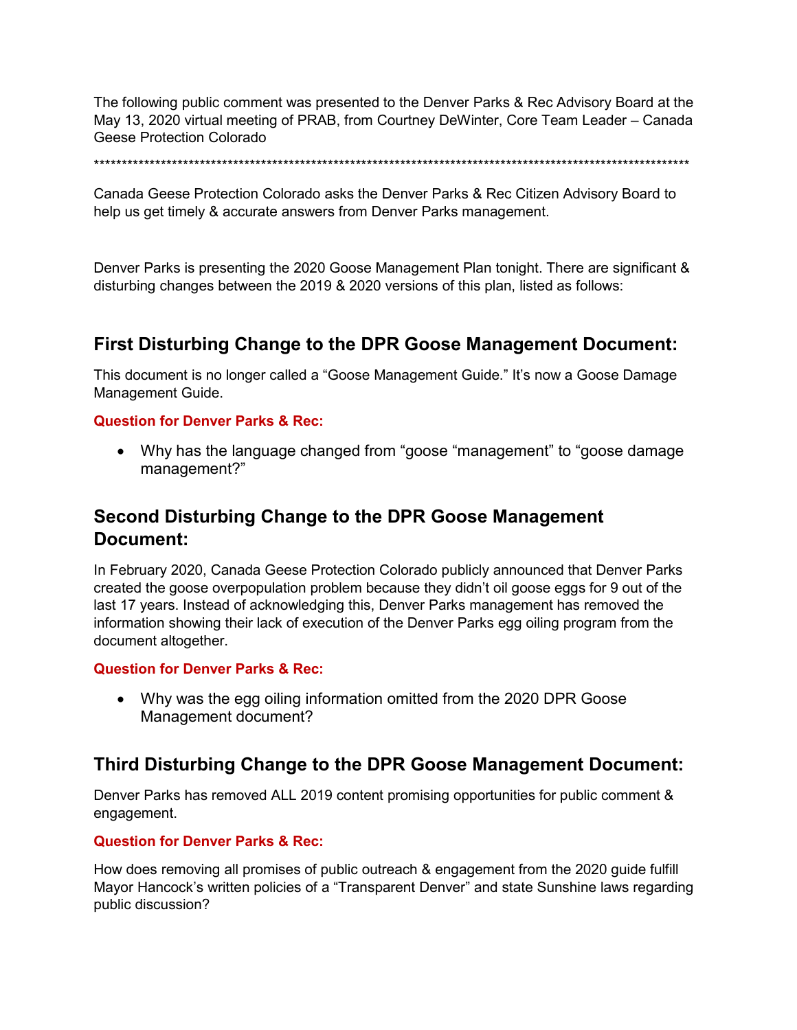The following public comment was presented to the Denver Parks & Rec Advisory Board at the May 13, 2020 virtual meeting of PRAB, from Courtney DeWinter, Core Team Leader – Canada Geese Protection Colorado

******************************************************************************************************************

Canada Geese Protection Colorado asks the Denver Parks & Rec Citizen Advisory Board to help us get timely & accurate answers from Denver Parks management.

Denver Parks is presenting the 2020 Goose Management Plan tonight. There are significant & disturbing changes between the 2019 & 2020 versions of this plan, listed as follows:

## First Disturbing Change to the DPR Goose Management Document:

This document is no longer called a "Goose Management Guide." It's now a Goose Damage Management Guide.

**Question for Denver Parks & Rec:**

- Why has the language changed from "goose "management" to "goose damage management?"

## Second Disturbing Change to the DPR Goose Management Document:

In February 2020, Canada Geese Protection Colorado publicly announced that Denver Parks created the goose overpopulation problem because they didn't oil goose eggs for 9 out of the last 17 years. Instead of acknowledging this, Denver Parks management has removed the information showing their lack of execution of the Denver Parks egg oiling program from the document altogether.

**Question for Denver Parks & Rec:**

- Why was the egg oiling information omitted from the 2020 DPR Goose Management document?

## Third Disturbing Change to the DPR Goose Management Document:

Denver Parks has removed ALL 2019 content promising opportunities for public comment & engagement.

**Question for Denver Parks & Rec:**

How does removing all promises of public outreach & engagement from the 2020 guide fulfill Mayor Hancock's written policies of a "Transparent Denver" and state Sunshine laws regarding public discussion?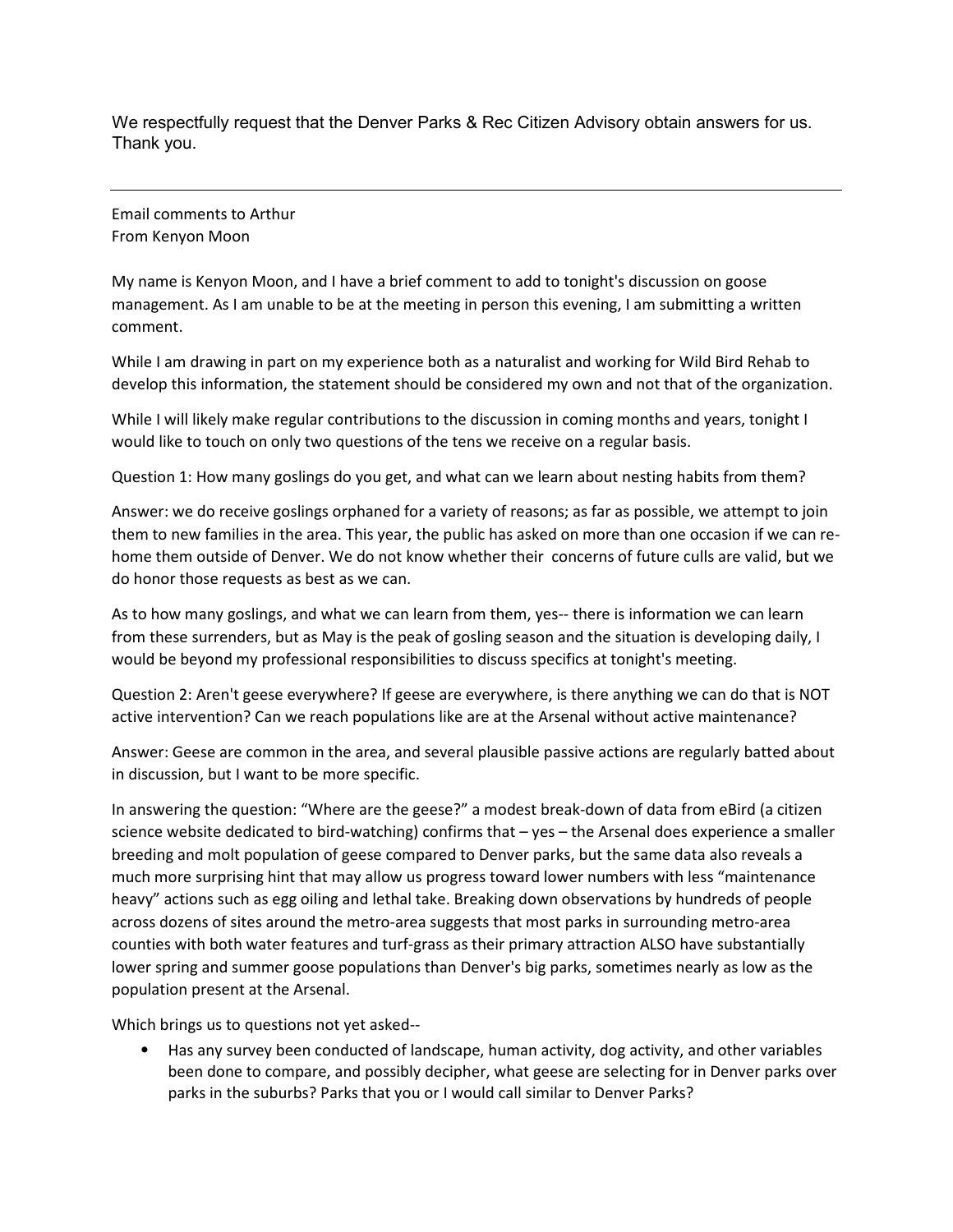We respectfully request that the Denver Parks & Rec Citizen Advisory obtain answers for us. Thank you.

---

Email comments to Arthur
From Kenyon Moon

My name is Kenyon Moon, and I have a brief comment to add to tonight's discussion on goose management. As I am unable to be at the meeting in person this evening, I am submitting a written comment.

While I am drawing in part on my experience both as a naturalist and working for Wild Bird Rehab to develop this information, the statement should be considered my own and not that of the organization.

While I will likely make regular contributions to the discussion in coming months and years, tonight I would like to touch on only two questions of the tens we receive on a regular basis.

Question 1: How many goslings do you get, and what can we learn about nesting habits from them?

Answer: we do receive goslings orphaned for a variety of reasons; as far as possible, we attempt to join them to new families in the area. This year, the public has asked on more than one occasion if we can re-home them outside of Denver. We do not know whether their concerns of future culls are valid, but we do honor those requests as best as we can.

As to how many goslings, and what we can learn from them, yes-- there is information we can learn from these surrenders, but as May is the peak of gosling season and the situation is developing daily, I would be beyond my professional responsibilities to discuss specifics at tonight's meeting.

Question 2: Aren't geese everywhere? If geese are everywhere, is there anything we can do that is NOT active intervention? Can we reach populations like are at the Arsenal without active maintenance?

Answer: Geese are common in the area, and several plausible passive actions are regularly batted about in discussion, but I want to be more specific.

In answering the question: "Where are the geese?" a modest break-down of data from eBird (a citizen science website dedicated to bird-watching) confirms that – yes – the Arsenal does experience a smaller breeding and molt population of geese compared to Denver parks, but the same data also reveals a much more surprising hint that may allow us progress toward lower numbers with less "maintenance heavy" actions such as egg oiling and lethal take. Breaking down observations by hundreds of people across dozens of sites around the metro-area suggests that most parks in surrounding metro-area counties with both water features and turf-grass as their primary attraction ALSO have substantially lower spring and summer goose populations than Denver's big parks, sometimes nearly as low as the population present at the Arsenal.

Which brings us to questions not yet asked--

- Has any survey been conducted of landscape, human activity, dog activity, and other variables been done to compare, and possibly decipher, what geese are selecting for in Denver parks over parks in the suburbs? Parks that you or I would call similar to Denver Parks?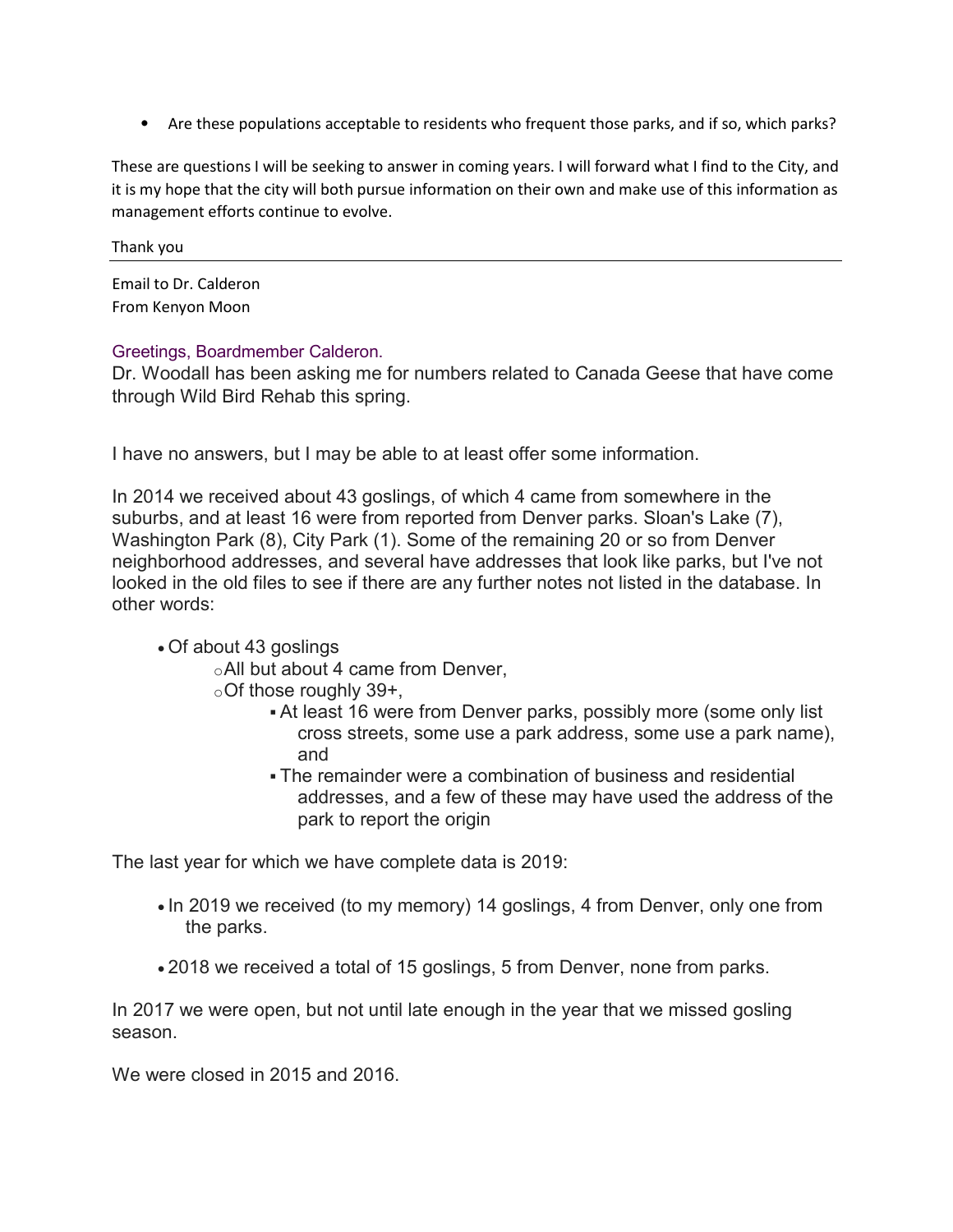- Are these populations acceptable to residents who frequent those parks, and if so, which parks?

These are questions I will be seeking to answer in coming years. I will forward what I find to the City, and it is my hope that the city will both pursue information on their own and make use of this information as management efforts continue to evolve.

Thank you

---

Email to Dr. Calderon
From Kenyon Moon

Greetings, Boardmember Calderon.

Dr. Woodall has been asking me for numbers related to Canada Geese that have come through Wild Bird Rehab this spring.

I have no answers, but I may be able to at least offer some information.

In 2014 we received about 43 goslings, of which 4 came from somewhere in the suburbs, and at least 16 were from reported from Denver parks. Sloan's Lake (7), Washington Park (8), City Park (1). Some of the remaining 20 or so from Denver neighborhood addresses, and several have addresses that look like parks, but I've not looked in the old files to see if there are any further notes not listed in the database. In other words:

- Of about 43 goslings
  - All but about 4 came from Denver,
  - Of those roughly 39+,
    - At least 16 were from Denver parks, possibly more (some only list cross streets, some use a park address, some use a park name), and
    - The remainder were a combination of business and residential addresses, and a few of these may have used the address of the park to report the origin

The last year for which we have complete data is 2019:

- In 2019 we received (to my memory) 14 goslings, 4 from Denver, only one from the parks.

- 2018 we received a total of 15 goslings, 5 from Denver, none from parks.

In 2017 we were open, but not until late enough in the year that we missed gosling season.

We were closed in 2015 and 2016.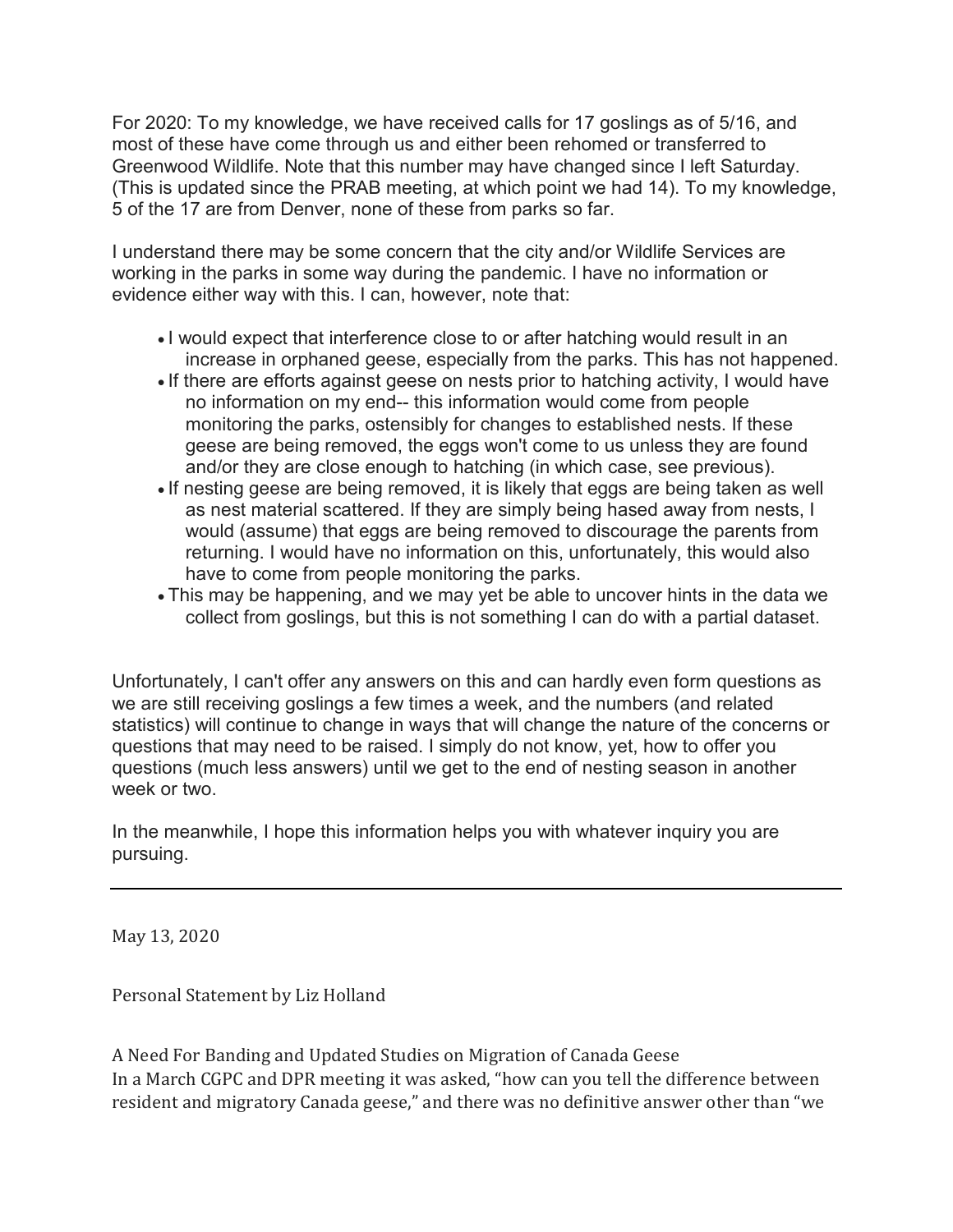For 2020: To my knowledge, we have received calls for 17 goslings as of 5/16, and most of these have come through us and either been rehomed or transferred to Greenwood Wildlife. Note that this number may have changed since I left Saturday. (This is updated since the PRAB meeting, at which point we had 14). To my knowledge, 5 of the 17 are from Denver, none of these from parks so far.

I understand there may be some concern that the city and/or Wildlife Services are working in the parks in some way during the pandemic. I have no information or evidence either way with this. I can, however, note that:

- I would expect that interference close to or after hatching would result in an increase in orphaned geese, especially from the parks. This has not happened.
- If there are efforts against geese on nests prior to hatching activity, I would have no information on my end-- this information would come from people monitoring the parks, ostensibly for changes to established nests. If these geese are being removed, the eggs won't come to us unless they are found and/or they are close enough to hatching (in which case, see previous).
- If nesting geese are being removed, it is likely that eggs are being taken as well as nest material scattered. If they are simply being hased away from nests, I would (assume) that eggs are being removed to discourage the parents from returning. I would have no information on this, unfortunately, this would also have to come from people monitoring the parks.
- This may be happening, and we may yet be able to uncover hints in the data we collect from goslings, but this is not something I can do with a partial dataset.

Unfortunately, I can't offer any answers on this and can hardly even form questions as we are still receiving goslings a few times a week, and the numbers (and related statistics) will continue to change in ways that will change the nature of the concerns or questions that may need to be raised. I simply do not know, yet, how to offer you questions (much less answers) until we get to the end of nesting season in another week or two.

In the meanwhile, I hope this information helps you with whatever inquiry you are pursuing.

---

May 13, 2020

Personal Statement by Liz Holland

A Need For Banding and Updated Studies on Migration of Canada Geese

In a March CGPC and DPR meeting it was asked, "how can you tell the difference between resident and migratory Canada geese," and there was no definitive answer other than "we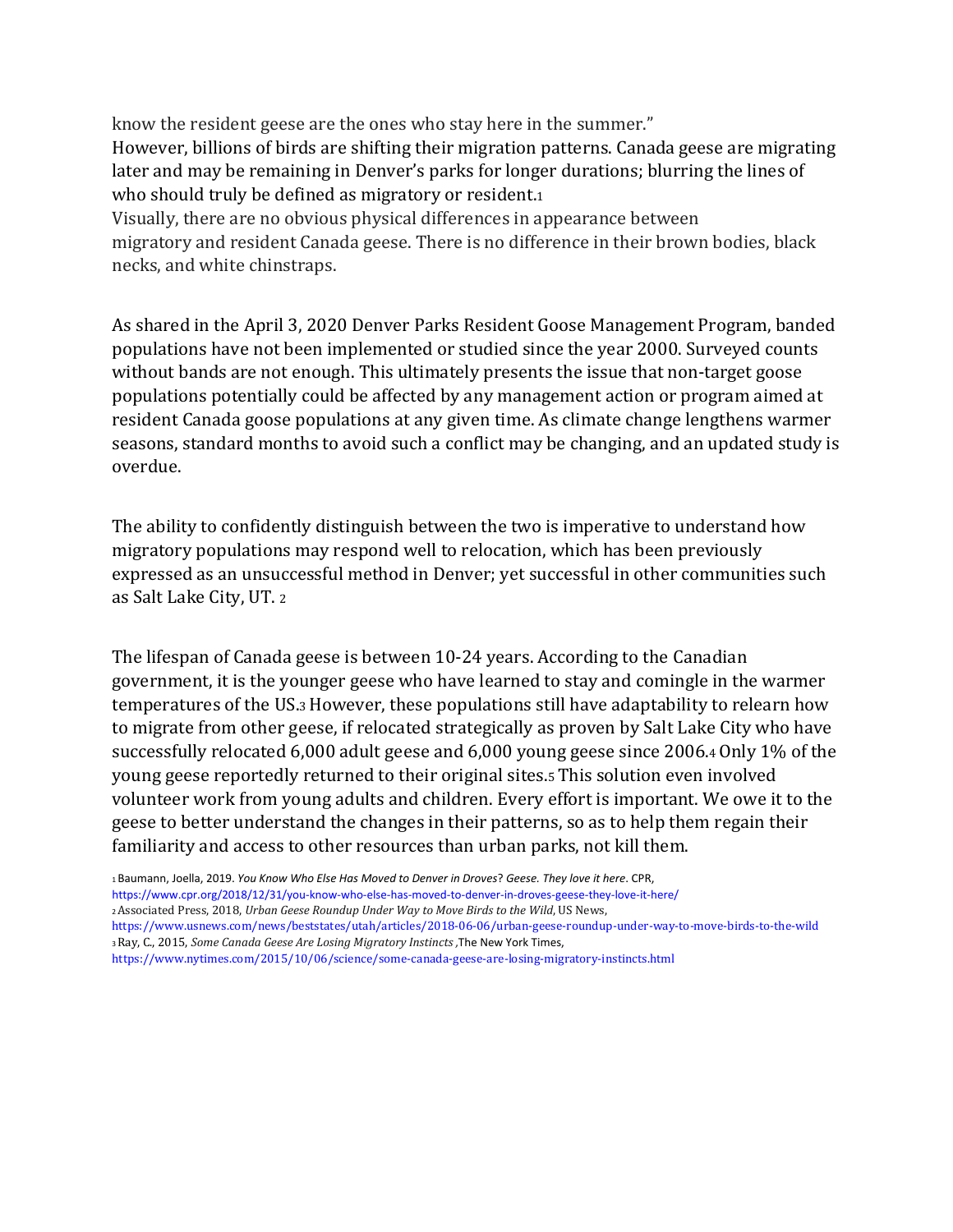know the resident geese are the ones who stay here in the summer."
However, billions of birds are shifting their migration patterns. Canada geese are migrating later and may be remaining in Denver's parks for longer durations; blurring the lines of who should truly be defined as migratory or resident.[1]
Visually, there are no obvious physical differences in appearance between migratory and resident Canada geese. There is no difference in their brown bodies, black necks, and white chinstraps.

As shared in the April 3, 2020 Denver Parks Resident Goose Management Program, banded populations have not been implemented or studied since the year 2000. Surveyed counts without bands are not enough. This ultimately presents the issue that non-target goose populations potentially could be affected by any management action or program aimed at resident Canada goose populations at any given time. As climate change lengthens warmer seasons, standard months to avoid such a conflict may be changing, and an updated study is overdue.

The ability to confidently distinguish between the two is imperative to understand how migratory populations may respond well to relocation, which has been previously expressed as an unsuccessful method in Denver; yet successful in other communities such as Salt Lake City, UT. [2]

The lifespan of Canada geese is between 10-24 years. According to the Canadian government, it is the younger geese who have learned to stay and comingle in the warmer temperatures of the US.[3] However, these populations still have adaptability to relearn how to migrate from other geese, if relocated strategically as proven by Salt Lake City who have successfully relocated 6,000 adult geese and 6,000 young geese since 2006.[4] Only 1% of the young geese reportedly returned to their original sites.[5] This solution even involved volunteer work from young adults and children. Every effort is important. We owe it to the geese to better understand the changes in their patterns, so as to help them regain their familiarity and access to other resources than urban parks, not kill them.

[1] Baumann, Joella, 2019. *You Know Who Else Has Moved to Denver in Droves? Geese. They love it here*. CPR, https://www.cpr.org/2018/12/31/you-know-who-else-has-moved-to-denver-in-droves-geese-they-love-it-here/
[2] Associated Press, 2018, *Urban Geese Roundup Under Way to Move Birds to the Wild*, US News, https://www.usnews.com/news/beststates/utah/articles/2018-06-06/urban-geese-roundup-under-way-to-move-birds-to-the-wild
[3] Ray, C., 2015, *Some Canada Geese Are Losing Migratory Instincts* ,The New York Times, https://www.nytimes.com/2015/10/06/science/some-canada-geese-are-losing-migratory-instincts.html